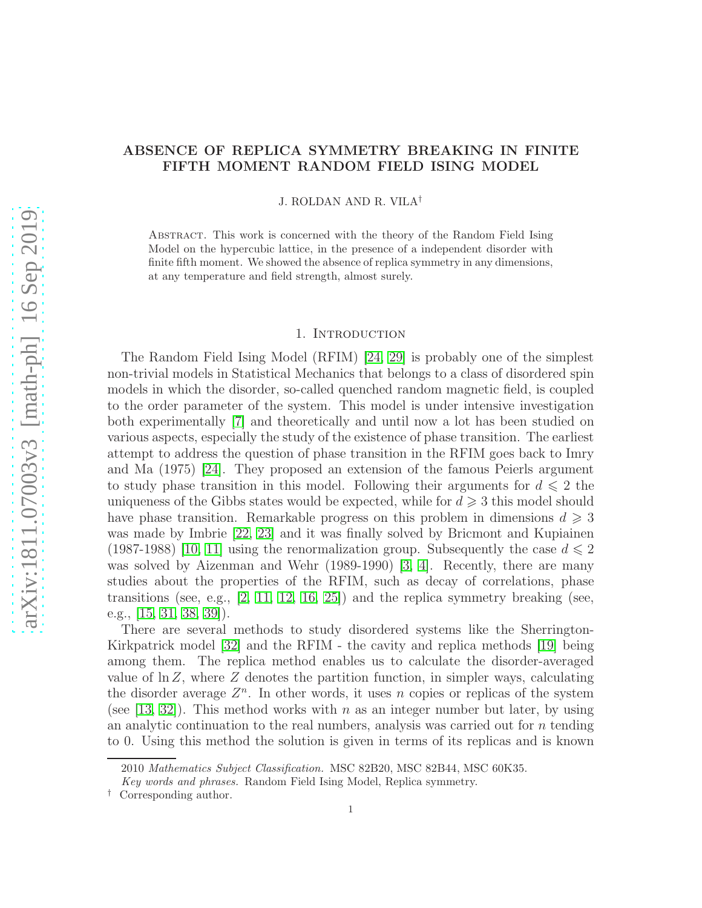# ABSENCE OF REPLICA SYMMETRY BREAKING IN FINITE FIFTH MOMENT RANDOM FIELD ISING MODEL

J. ROLDAN AND R. VILA[†]

Abstract. This work is concerned with the theory of the Random Field Ising Model on the hypercubic lattice, in the presence of a independent disorder with finite fifth moment. We showed the absence of replica symmetry in any dimensions, at any temperature and field strength, almost surely.

## 1. Introduction

The Random Field Ising Model (RFIM) [24, 29] is probably one of the simplest non-trivial models in Statistical Mechanics that belongs to a class of disordered spin models in which the disorder, so-called quenched random magnetic field, is coupled to the order parameter of the system. This model is under intensive investigation both experimentally [7] and theoretically and until now a lot has been studied on various aspects, especially the study of the existence of phase transition. The earliest attempt to address the question of phase transition in the RFIM goes back to Imry and Ma (1975) [24]. They proposed an extension of the famous Peierls argument to study phase transition in this model. Following their arguments for $d \leqslant 2$ the uniqueness of the Gibbs states would be expected, while for $d \geqslant 3$ this model should have phase transition. Remarkable progress on this problem in dimensions $d \geqslant 3$ was made by Imbrie [22, 23] and it was finally solved by Bricmont and Kupiainen (1987-1988) [10, 11] using the renormalization group. Subsequently the case $d \leqslant 2$ was solved by Aizenman and Wehr (1989-1990) [3, 4]. Recently, there are many studies about the properties of the RFIM, such as decay of correlations, phase transitions (see, e.g., [2, 11, 12, 16, 25]) and the replica symmetry breaking (see, e.g., [15, 31, 38, 39]).

There are several methods to study disordered systems like the Sherrington-Kirkpatrick model [32] and the RFIM - the cavity and replica methods [19] being among them. The replica method enables us to calculate the disorder-averaged value of $\ln Z$, where $Z$ denotes the partition function, in simpler ways, calculating the disorder average $Z^n$. In other words, it uses $n$ copies or replicas of the system (see [13, 32]). This method works with $n$ as an integer number but later, by using an analytic continuation to the real numbers, analysis was carried out for $n$ tending to 0. Using this method the solution is given in terms of its replicas and is known

2010 *Mathematics Subject Classification.* MSC 82B20, MSC 82B44, MSC 60K35.

*Key words and phrases.* Random Field Ising Model, Replica symmetry.

[†] Corresponding author.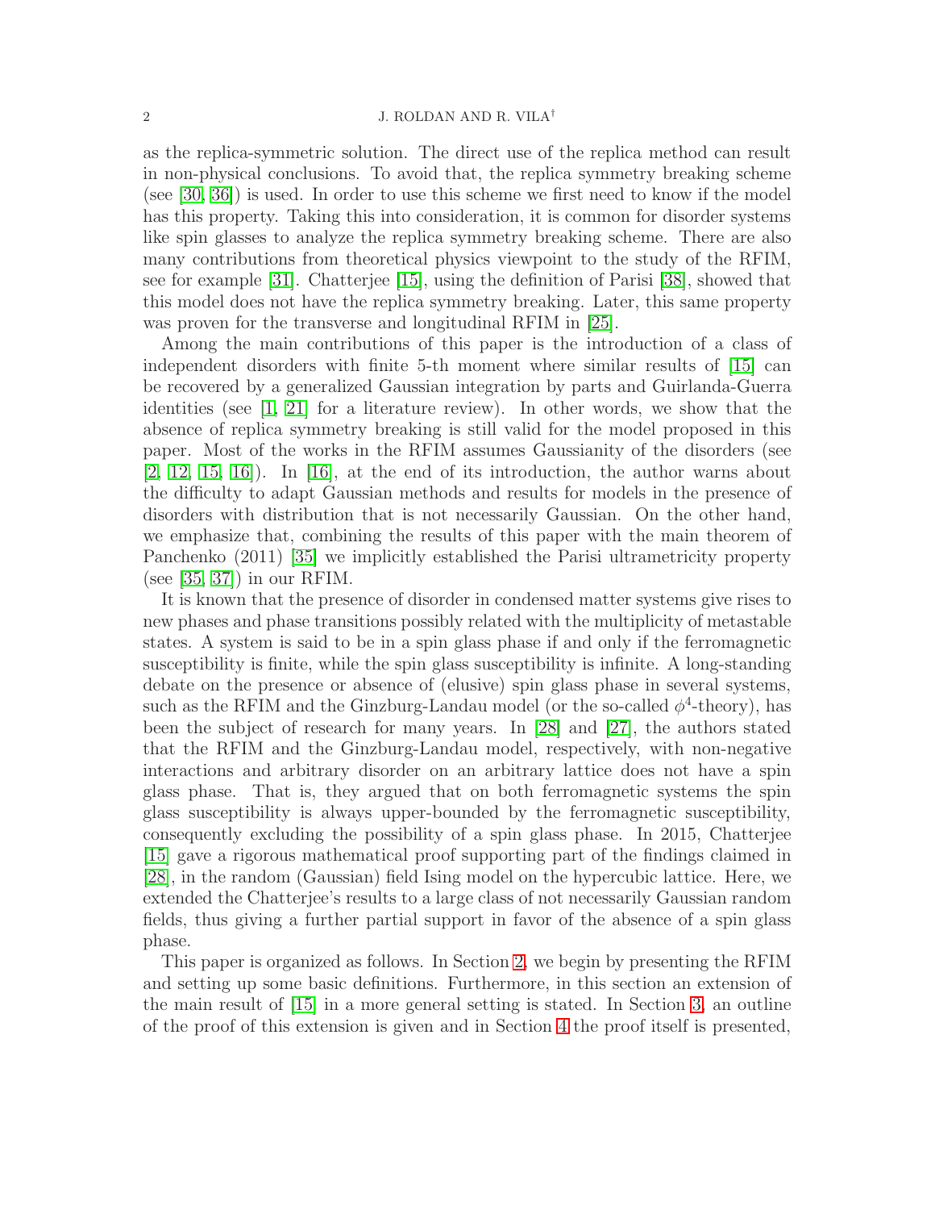as the replica-symmetric solution. The direct use of the replica method can result in non-physical conclusions. To avoid that, the replica symmetry breaking scheme (see [30, 36]) is used. In order to use this scheme we first need to know if the model has this property. Taking this into consideration, it is common for disorder systems like spin glasses to analyze the replica symmetry breaking scheme. There are also many contributions from theoretical physics viewpoint to the study of the RFIM, see for example [31]. Chatterjee [15], using the definition of Parisi [38], showed that this model does not have the replica symmetry breaking. Later, this same property was proven for the transverse and longitudinal RFIM in [25].

Among the main contributions of this paper is the introduction of a class of independent disorders with finite 5-th moment where similar results of [15] can be recovered by a generalized Gaussian integration by parts and Guirlanda-Guerra identities (see [1, 21] for a literature review). In other words, we show that the absence of replica symmetry breaking is still valid for the model proposed in this paper. Most of the works in the RFIM assumes Gaussianity of the disorders (see [2, 12, 15, 16]). In [16], at the end of its introduction, the author warns about the difficulty to adapt Gaussian methods and results for models in the presence of disorders with distribution that is not necessarily Gaussian. On the other hand, we emphasize that, combining the results of this paper with the main theorem of Panchenko (2011) [35] we implicitly established the Parisi ultrametricity property (see [35, 37]) in our RFIM.

It is known that the presence of disorder in condensed matter systems give rises to new phases and phase transitions possibly related with the multiplicity of metastable states. A system is said to be in a spin glass phase if and only if the ferromagnetic susceptibility is finite, while the spin glass susceptibility is infinite. A long-standing debate on the presence or absence of (elusive) spin glass phase in several systems, such as the RFIM and the Ginzburg-Landau model (or the so-called $\phi^4$-theory), has been the subject of research for many years. In [28] and [27], the authors stated that the RFIM and the Ginzburg-Landau model, respectively, with non-negative interactions and arbitrary disorder on an arbitrary lattice does not have a spin glass phase. That is, they argued that on both ferromagnetic systems the spin glass susceptibility is always upper-bounded by the ferromagnetic susceptibility, consequently excluding the possibility of a spin glass phase. In 2015, Chatterjee [15] gave a rigorous mathematical proof supporting part of the findings claimed in [28], in the random (Gaussian) field Ising model on the hypercubic lattice. Here, we extended the Chatterjee's results to a large class of not necessarily Gaussian random fields, thus giving a further partial support in favor of the absence of a spin glass phase.

This paper is organized as follows. In Section 2, we begin by presenting the RFIM and setting up some basic definitions. Furthermore, in this section an extension of the main result of [15] in a more general setting is stated. In Section 3, an outline of the proof of this extension is given and in Section 4 the proof itself is presented,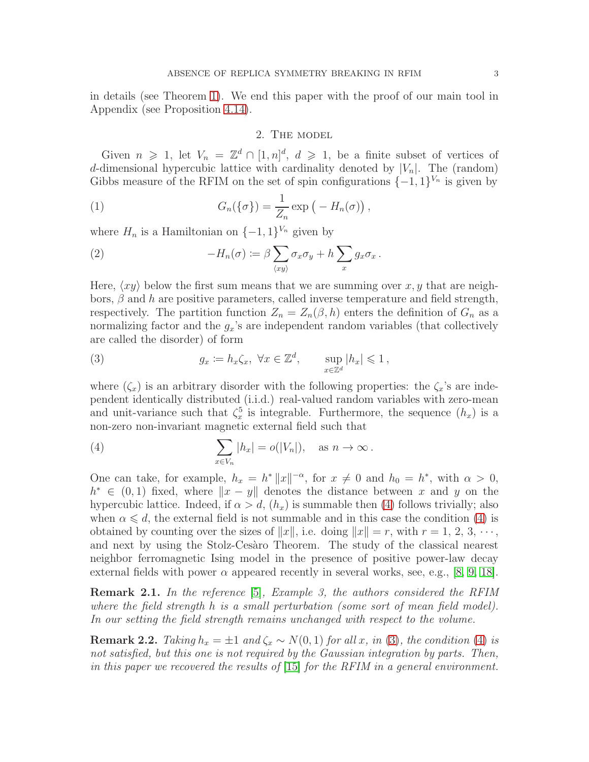in details (see Theorem 1). We end this paper with the proof of our main tool in Appendix (see Proposition 4.14).

## 2. The model

Given $n \geqslant 1$, let $V_n = \mathbb{Z}^d \cap [1,n]^d$, $d \geqslant 1$, be a finite subset of vertices of $d$-dimensional hypercubic lattice with cardinality denoted by $|V_n|$. The (random) Gibbs measure of the RFIM on the set of spin configurations $\{-1,1\}^{V_n}$ is given by

$$G_n(\{\sigma\}) = \frac{1}{Z_n} \exp\big(-H_n(\sigma)\big)\,, \tag{1}$$

where $H_n$ is a Hamiltonian on $\{-1,1\}^{V_n}$ given by

$$-H_n(\sigma) \coloneqq \beta \sum_{\langle xy \rangle} \sigma_x \sigma_y + h \sum_x g_x \sigma_x\,. \tag{2}$$

Here, $\langle xy \rangle$ below the first sum means that we are summing over $x, y$ that are neighbors, $\beta$ and $h$ are positive parameters, called inverse temperature and field strength, respectively. The partition function $Z_n = Z_n(\beta, h)$ enters the definition of $G_n$ as a normalizing factor and the $g_x$'s are independent random variables (that collectively are called the disorder) of form

$$g_x \coloneqq h_x \zeta_x,\ \forall x \in \mathbb{Z}^d, \qquad \sup_{x \in \mathbb{Z}^d} |h_x| \leqslant 1\,, \tag{3}$$

where $(\zeta_x)$ is an arbitrary disorder with the following properties: the $\zeta_x$'s are independent identically distributed (i.i.d.) real-valued random variables with zero-mean and unit-variance such that $\zeta_x^5$ is integrable. Furthermore, the sequence $(h_x)$ is a non-zero non-invariant magnetic external field such that

$$\sum_{x \in V_n} |h_x| = o(|V_n|), \quad \text{as } n \to \infty\,. \tag{4}$$

One can take, for example, $h_x = h^* \|x\|^{-\alpha}$, for $x \neq 0$ and $h_0 = h^*$, with $\alpha > 0$, $h^* \in (0,1)$ fixed, where $\|x - y\|$ denotes the distance between $x$ and $y$ on the hypercubic lattice. Indeed, if $\alpha > d$, $(h_x)$ is summable then (4) follows trivially; also when $\alpha \leqslant d$, the external field is not summable and in this case the condition (4) is obtained by counting over the sizes of $\|x\|$, i.e. doing $\|x\| = r$, with $r = 1, 2, 3, \cdots$, and next by using the Stolz-Cesàro Theorem. The study of the classical nearest neighbor ferromagnetic Ising model in the presence of positive power-law decay external fields with power $\alpha$ appeared recently in several works, see, e.g., [8, 9, 18].

**Remark 2.1.** *In the reference [5], Example 3, the authors considered the RFIM where the field strength $h$ is a small perturbation (some sort of mean field model). In our setting the field strength remains unchanged with respect to the volume.*

**Remark 2.2.** *Taking $h_x = \pm 1$ and $\zeta_x \sim N(0,1)$ for all $x$, in (3), the condition (4) is not satisfied, but this one is not required by the Gaussian integration by parts. Then, in this paper we recovered the results of [15] for the RFIM in a general environment.*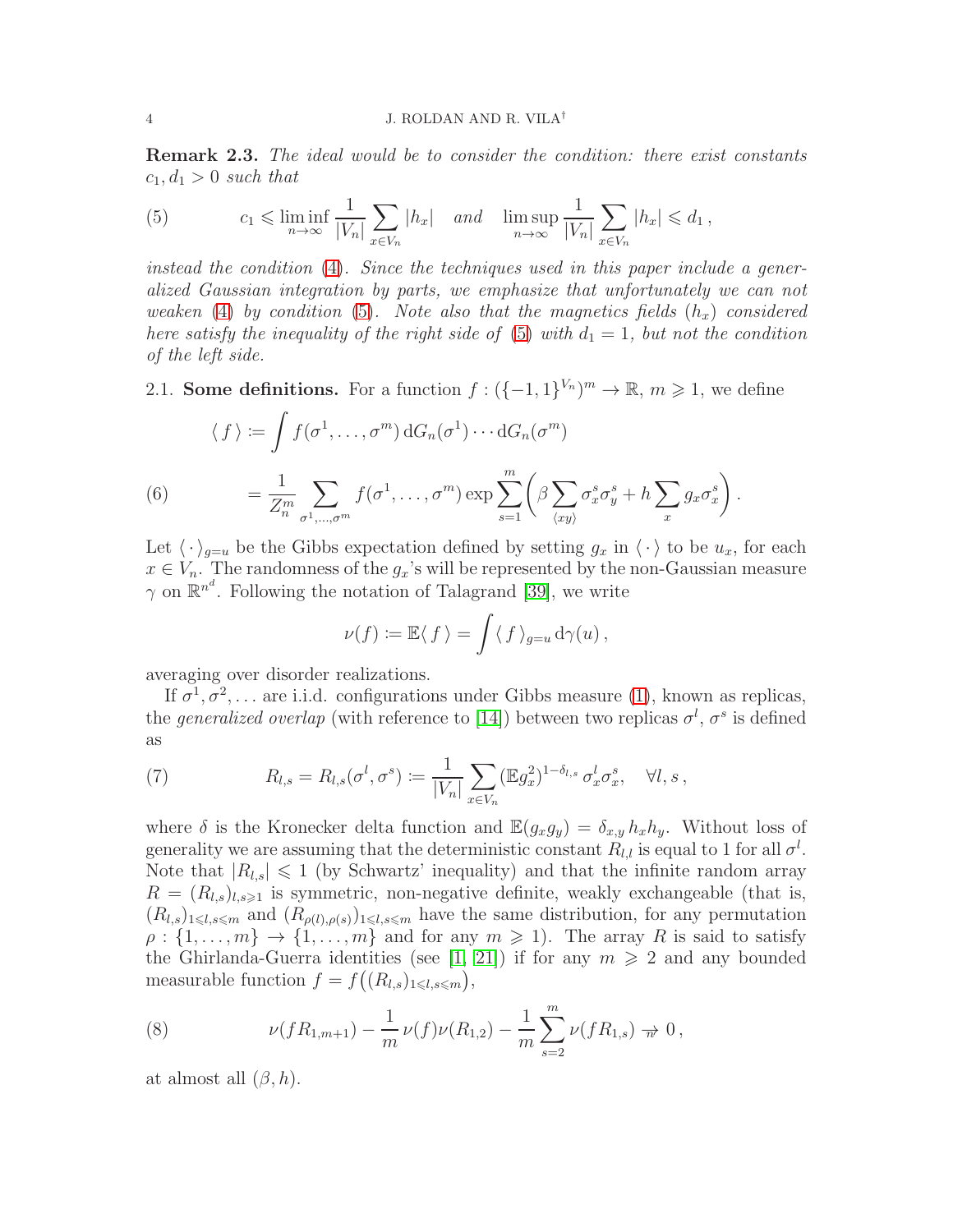**Remark 2.3.** *The ideal would be to consider the condition: there exist constants $c_1, d_1 > 0$ such that*

$$
c_1 \leqslant \liminf_{n\to\infty} \frac{1}{|V_n|} \sum_{x\in V_n} |h_x| \quad \text{and} \quad \limsup_{n\to\infty} \frac{1}{|V_n|} \sum_{x\in V_n} |h_x| \leqslant d_1 \,, \tag{5}
$$

*instead the condition* (4). *Since the techniques used in this paper include a generalized Gaussian integration by parts, we emphasize that unfortunately we can not weaken* (4) *by condition* (5). *Note also that the magnetics fields* $(h_x)$ *considered here satisfy the inequality of the right side of* (5) *with* $d_1 = 1$*, but not the condition of the left side.*

## 2.1. Some definitions.

For a function $f : (\{-1, 1\}^{V_n})^m \to \mathbb{R}$, $m \geqslant 1$, we define

$$
\begin{aligned}
\langle\, f \,\rangle &\coloneqq \int f(\sigma^1, \dots, \sigma^m)\, \mathrm{d}G_n(\sigma^1) \cdots \mathrm{d}G_n(\sigma^m) \\
&= \frac{1}{Z_n^m} \sum_{\sigma^1,\dots,\sigma^m} f(\sigma^1, \dots, \sigma^m) \exp \sum_{s=1}^{m} \left( \beta \sum_{\langle xy \rangle} \sigma_x^s \sigma_y^s + h \sum_x g_x \sigma_x^s \right).
\end{aligned} \tag{6}
$$

Let $\langle\, \cdot \,\rangle_{g=u}$ be the Gibbs expectation defined by setting $g_x$ in $\langle\, \cdot \,\rangle$ to be $u_x$, for each $x \in V_n$. The randomness of the $g_x$'s will be represented by the non-Gaussian measure $\gamma$ on $\mathbb{R}^{n^d}$. Following the notation of Talagrand [39], we write

$$
\nu(f) \coloneqq \mathbb{E}\langle\, f \,\rangle = \int \langle\, f \,\rangle_{g=u} \, \mathrm{d}\gamma(u) \,,
$$

averaging over disorder realizations.

If $\sigma^1, \sigma^2, \dots$ are i.i.d. configurations under Gibbs measure (1), known as replicas, the *generalized overlap* (with reference to [14]) between two replicas $\sigma^l$, $\sigma^s$ is defined as

$$
R_{l,s} = R_{l,s}(\sigma^l, \sigma^s) \coloneqq \frac{1}{|V_n|} \sum_{x\in V_n} (\mathbb{E} g_x^2)^{1-\delta_{l,s}}\, \sigma_x^l \sigma_x^s, \quad \forall l, s \,, \tag{7}
$$

where $\delta$ is the Kronecker delta function and $\mathbb{E}(g_x g_y) = \delta_{x,y}\, h_x h_y$. Without loss of generality we are assuming that the deterministic constant $R_{l,l}$ is equal to 1 for all $\sigma^l$. Note that $|R_{l,s}| \leqslant 1$ (by Schwartz' inequality) and that the infinite random array $R = (R_{l,s})_{l,s\geqslant 1}$ is symmetric, non-negative definite, weakly exchangeable (that is, $(R_{l,s})_{1\leqslant l,s\leqslant m}$ and $(R_{\rho(l),\rho(s)})_{1\leqslant l,s\leqslant m}$ have the same distribution, for any permutation $\rho : \{1, \dots, m\} \to \{1, \dots, m\}$ and for any $m \geqslant 1$). The array $R$ is said to satisfy the Ghirlanda-Guerra identities (see [1, 21]) if for any $m \geqslant 2$ and any bounded measurable function $f = f\big((R_{l,s})_{1\leqslant l,s\leqslant m}\big)$,

$$
\nu(f R_{1,m+1}) - \frac{1}{m}\, \nu(f)\nu(R_{1,2}) - \frac{1}{m} \sum_{s=2}^{m} \nu(f R_{1,s}) \underset{n}{\to} 0 \,, \tag{8}
$$

at almost all $(\beta, h)$.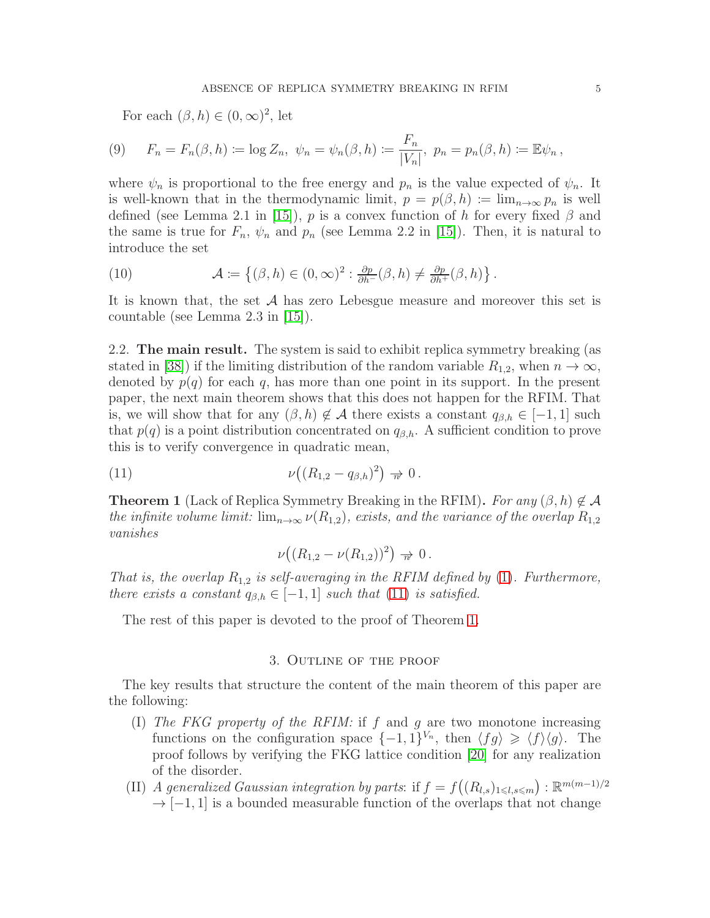For each $(\beta, h) \in (0,\infty)^2$, let

$$F_n = F_n(\beta, h) \coloneqq \log Z_n,\ \psi_n = \psi_n(\beta, h) \coloneqq \frac{F_n}{|V_n|},\ p_n = p_n(\beta, h) \coloneqq \mathbb{E}\psi_n\,, \tag{9}$$

where $\psi_n$ is proportional to the free energy and $p_n$ is the value expected of $\psi_n$. It is well-known that in the thermodynamic limit, $p = p(\beta, h) \coloneqq \lim_{n\to\infty} p_n$ is well defined (see Lemma 2.1 in [15]), $p$ is a convex function of $h$ for every fixed $\beta$ and the same is true for $F_n$, $\psi_n$ and $p_n$ (see Lemma 2.2 in [15]). Then, it is natural to introduce the set

$$\mathcal{A} \coloneqq \left\{(\beta, h) \in (0,\infty)^2 : \tfrac{\partial p}{\partial h^-}(\beta, h) \neq \tfrac{\partial p}{\partial h^+}(\beta, h)\right\}. \tag{10}$$

It is known that, the set $\mathcal{A}$ has zero Lebesgue measure and moreover this set is countable (see Lemma 2.3 in [15]).

## 2.2. The main result.

The system is said to exhibit replica symmetry breaking (as stated in [38]) if the limiting distribution of the random variable $R_{1,2}$, when $n \to \infty$, denoted by $p(q)$ for each $q$, has more than one point in its support. In the present paper, the next main theorem shows that this does not happen for the RFIM. That is, we will show that for any $(\beta, h) \notin \mathcal{A}$ there exists a constant $q_{\beta,h} \in [-1, 1]$ such that $p(q)$ is a point distribution concentrated on $q_{\beta,h}$. A sufficient condition to prove this is to verify convergence in quadratic mean,

$$\nu\big((R_{1,2} - q_{\beta,h})^2\big) \underset{n}{\to} 0\,. \tag{11}$$

**Theorem 1** (Lack of Replica Symmetry Breaking in the RFIM)**.** *For any $(\beta, h) \notin \mathcal{A}$ the infinite volume limit: $\lim_{n\to\infty} \nu(R_{1,2})$, exists, and the variance of the overlap $R_{1,2}$ vanishes*

$$\nu\big((R_{1,2} - \nu(R_{1,2}))^2\big) \underset{n}{\to} 0\,.$$

*That is, the overlap $R_{1,2}$ is self-averaging in the RFIM defined by (1). Furthermore, there exists a constant $q_{\beta,h} \in [-1, 1]$ such that (11) is satisfied.*

The rest of this paper is devoted to the proof of Theorem 1.

# 3. Outline of the proof

The key results that structure the content of the main theorem of this paper are the following:

(I) *The FKG property of the RFIM:* if $f$ and $g$ are two monotone increasing functions on the configuration space $\{-1, 1\}^{V_n}$, then $\langle fg\rangle \geqslant \langle f\rangle\langle g\rangle$. The proof follows by verifying the FKG lattice condition [20] for any realization of the disorder.

(II) *A generalized Gaussian integration by parts*: if $f = f\big((R_{l,s})_{1\leqslant l,s\leqslant m}\big) : \mathbb{R}^{m(m-1)/2} \to [-1, 1]$ is a bounded measurable function of the overlaps that not change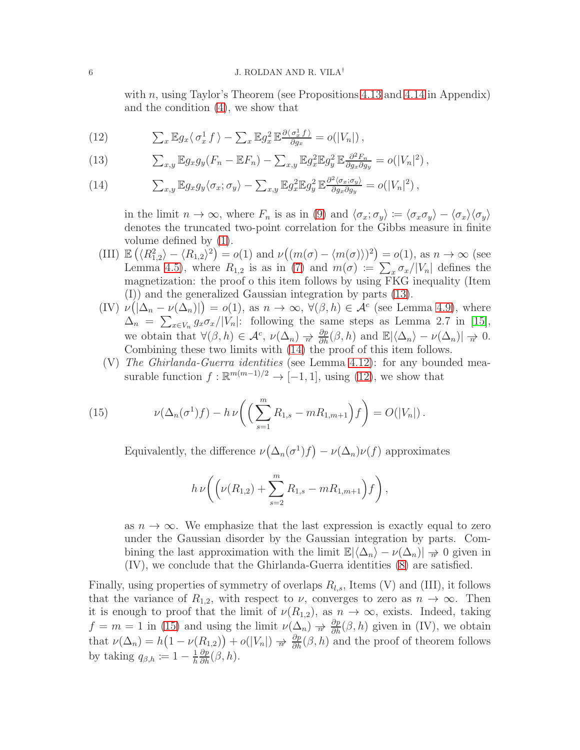with $n$, using Taylor's Theorem (see Propositions 4.13 and 4.14 in Appendix) and the condition (4), we show that

$$\sum_x \mathbb{E} g_x \langle \sigma_x^1 f \rangle - \sum_x \mathbb{E} g_x^2 \, \mathbb{E} \frac{\partial \langle \sigma_x^1 f \rangle}{\partial g_x} = o(|V_n|)\,, \tag{12}$$

$$\sum_{x,y} \mathbb{E} g_x g_y (F_n - \mathbb{E} F_n) - \sum_{x,y} \mathbb{E} g_x^2 \mathbb{E} g_y^2 \, \mathbb{E} \frac{\partial^2 F_n}{\partial g_x \partial g_y} = o(|V_n|^2)\,, \tag{13}$$

$$\sum_{x,y} \mathbb{E} g_x g_y \langle \sigma_x ; \sigma_y \rangle - \sum_{x,y} \mathbb{E} g_x^2 \mathbb{E} g_y^2 \, \mathbb{E} \frac{\partial^2 \langle \sigma_x ; \sigma_y \rangle}{\partial g_x \partial g_y} = o(|V_n|^2)\,, \tag{14}$$

in the limit $n \to \infty$, where $F_n$ is as in (9) and $\langle \sigma_x ; \sigma_y \rangle \coloneqq \langle \sigma_x \sigma_y \rangle - \langle \sigma_x \rangle \langle \sigma_y \rangle$ denotes the truncated two-point correlation for the Gibbs measure in finite volume defined by (1).

(III) $\mathbb{E}\left(\langle R_{1,2}^2 \rangle - \langle R_{1,2} \rangle^2\right) = o(1)$ and $\nu\big((m(\sigma) - \langle m(\sigma)\rangle)^2\big) = o(1)$, as $n \to \infty$ (see Lemma 4.5), where $R_{1,2}$ is as in (7) and $m(\sigma) \coloneqq \sum_x \sigma_x / |V_n|$ defines the magnetization: the proof o this item follows by using FKG inequality (Item (I)) and the generalized Gaussian integration by parts (13).

(IV) $\nu\big(|\Delta_n - \nu(\Delta_n)|\big) = o(1)$, as $n \to \infty$, $\forall (\beta, h) \in \mathcal{A}^c$ (see Lemma 4.9), where $\Delta_n = \sum_{x \in V_n} g_x \sigma_x / |V_n|$: following the same steps as Lemma 2.7 in [15], we obtain that $\forall (\beta, h) \in \mathcal{A}^c$, $\nu(\Delta_n) \underset{n}{\to} \frac{\partial p}{\partial h}(\beta, h)$ and $\mathbb{E}|\langle \Delta_n \rangle - \nu(\Delta_n)| \underset{n}{\to} 0$. Combining these two limits with (14) the proof of this item follows.

(V) *The Ghirlanda-Guerra identities* (see Lemma 4.12): for any bounded measurable function $f : \mathbb{R}^{m(m-1)/2} \to [-1, 1]$, using (12), we show that

$$\nu(\Delta_n(\sigma^1) f) - h\, \nu\bigg( \Big( \sum_{s=1}^m R_{1,s} - m R_{1,m+1} \Big) f \bigg) = O(|V_n|)\,. \tag{15}$$

Equivalently, the difference $\nu\big(\Delta_n(\sigma^1) f\big) - \nu(\Delta_n)\nu(f)$ approximates

$$h\, \nu\bigg( \Big( \nu(R_{1,2}) + \sum_{s=2}^m R_{1,s} - m R_{1,m+1} \Big) f \bigg),$$

as $n \to \infty$. We emphasize that the last expression is exactly equal to zero under the Gaussian disorder by the Gaussian integration by parts. Combining the last approximation with the limit $\mathbb{E}|\langle \Delta_n \rangle - \nu(\Delta_n)| \underset{n}{\to} 0$ given in (IV), we conclude that the Ghirlanda-Guerra identities (8) are satisfied.

Finally, using properties of symmetry of overlaps $R_{l,s}$, Items (V) and (III), it follows that the variance of $R_{1,2}$, with respect to $\nu$, converges to zero as $n \to \infty$. Then it is enough to proof that the limit of $\nu(R_{1,2})$, as $n \to \infty$, exists. Indeed, taking $f = m = 1$ in (15) and using the limit $\nu(\Delta_n) \underset{n}{\to} \frac{\partial p}{\partial h}(\beta, h)$ given in (IV), we obtain that $\nu(\Delta_n) = h\big(1 - \nu(R_{1,2})\big) + o(|V_n|) \underset{n}{\to} \frac{\partial p}{\partial h}(\beta, h)$ and the proof of theorem follows by taking $q_{\beta,h} \coloneqq 1 - \frac{1}{h} \frac{\partial p}{\partial h}(\beta, h)$.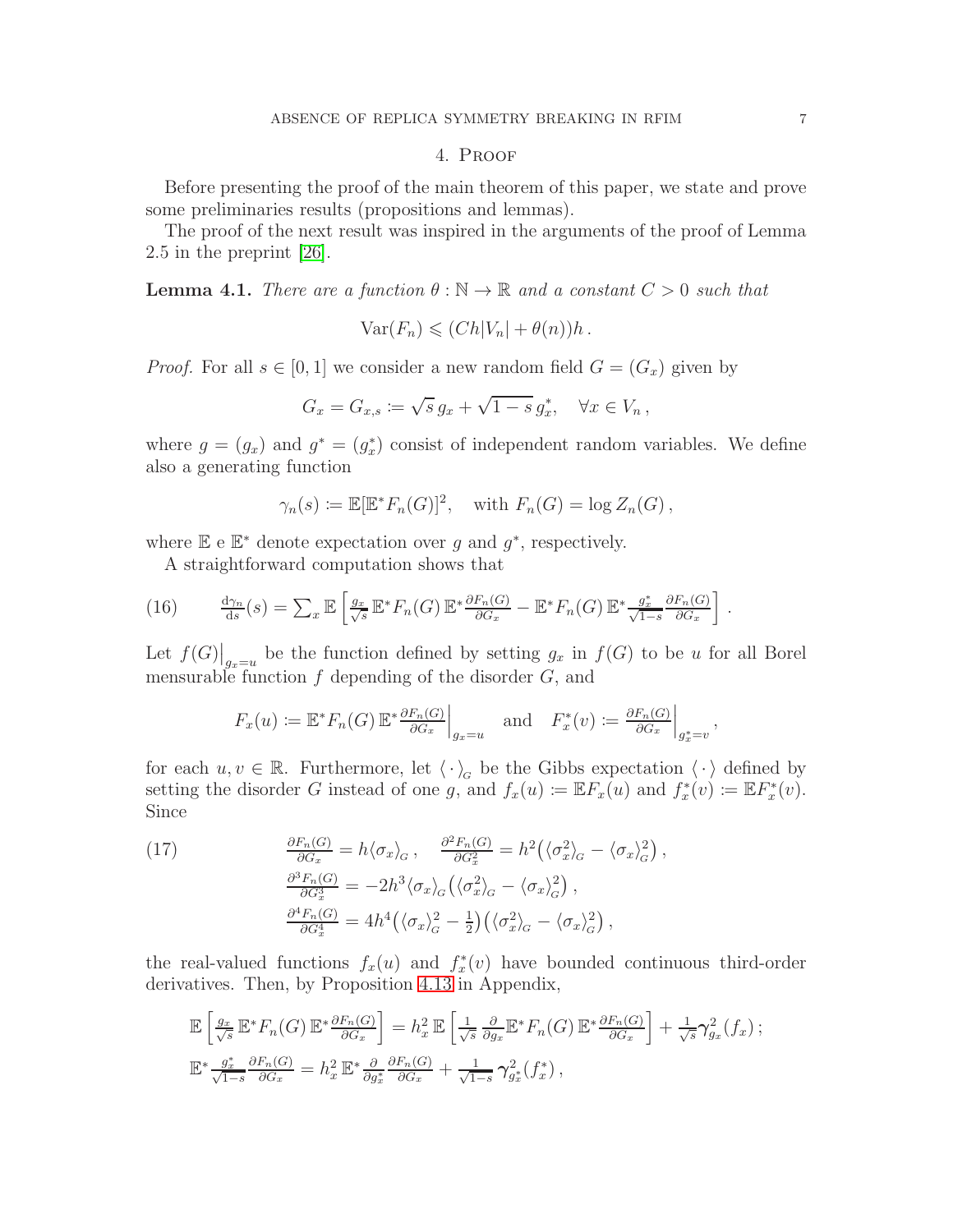## 4. Proof

Before presenting the proof of the main theorem of this paper, we state and prove some preliminaries results (propositions and lemmas).

The proof of the next result was inspired in the arguments of the proof of Lemma 2.5 in the preprint [26].

**Lemma 4.1.** *There are a function $\theta : \mathbb{N} \to \mathbb{R}$ and a constant $C > 0$ such that*

$$\mathrm{Var}(F_n) \leqslant (Ch|V_n| + \theta(n))h\,.$$

*Proof.* For all $s \in [0,1]$ we consider a new random field $G = (G_x)$ given by

$$G_x = G_{x,s} := \sqrt{s}\, g_x + \sqrt{1-s}\, g^*_x, \quad \forall x \in V_n\,,$$

where $g = (g_x)$ and $g^* = (g^*_x)$ consist of independent random variables. We define also a generating function

$$\gamma_n(s) := \mathbb{E}[\mathbb{E}^* F_n(G)]^2, \quad \text{with } F_n(G) = \log Z_n(G)\,,$$

where $\mathbb{E}$ e $\mathbb{E}^*$ denote expectation over $g$ and $g^*$, respectively.

A straightforward computation shows that

$$\frac{\mathrm{d}\gamma_n}{\mathrm{d}s}(s) = \sum_x \mathbb{E}\left[\tfrac{g_x}{\sqrt{s}}\,\mathbb{E}^* F_n(G)\,\mathbb{E}^* \tfrac{\partial F_n(G)}{\partial G_x} - \mathbb{E}^* F_n(G)\,\mathbb{E}^* \tfrac{g^*_x}{\sqrt{1-s}} \tfrac{\partial F_n(G)}{\partial G_x}\right]. \tag{16}$$

Let $f(G)\big|_{g_x = u}$ be the function defined by setting $g_x$ in $f(G)$ to be $u$ for all Borel mensurable function $f$ depending of the disorder $G$, and

$$F_x(u) := \mathbb{E}^* F_n(G)\,\mathbb{E}^* \tfrac{\partial F_n(G)}{\partial G_x}\Big|_{g_x = u} \quad \text{and} \quad F^*_x(v) := \tfrac{\partial F_n(G)}{\partial G_x}\Big|_{g^*_x = v}\,,$$

for each $u, v \in \mathbb{R}$. Furthermore, let $\langle\,\cdot\,\rangle_G$ be the Gibbs expectation $\langle\,\cdot\,\rangle$ defined by setting the disorder $G$ instead of one $g$, and $f_x(u) := \mathbb{E}F_x(u)$ and $f^*_x(v) := \mathbb{E}F^*_x(v)$. Since

$$\begin{aligned}
&\tfrac{\partial F_n(G)}{\partial G_x} = h\langle \sigma_x \rangle_G\,, \quad \tfrac{\partial^2 F_n(G)}{\partial G_x^2} = h^2\big(\langle \sigma_x^2 \rangle_G - \langle \sigma_x \rangle_G^2\big)\,,\\
&\tfrac{\partial^3 F_n(G)}{\partial G_x^3} = -2h^3 \langle \sigma_x \rangle_G\big(\langle \sigma_x^2 \rangle_G - \langle \sigma_x \rangle_G^2\big)\,,\\
&\tfrac{\partial^4 F_n(G)}{\partial G_x^4} = 4h^4\big(\langle \sigma_x \rangle_G^2 - \tfrac{1}{2}\big)\big(\langle \sigma_x^2 \rangle_G - \langle \sigma_x \rangle_G^2\big)\,,
\end{aligned} \tag{17}$$

the real-valued functions $f_x(u)$ and $f^*_x(v)$ have bounded continuous third-order derivatives. Then, by Proposition 4.13 in Appendix,

$$\begin{aligned}
&\mathbb{E}\left[\tfrac{g_x}{\sqrt{s}}\,\mathbb{E}^* F_n(G)\,\mathbb{E}^* \tfrac{\partial F_n(G)}{\partial G_x}\right] = h_x^2\, \mathbb{E}\left[\tfrac{1}{\sqrt{s}}\,\tfrac{\partial}{\partial g_x}\mathbb{E}^* F_n(G)\,\mathbb{E}^* \tfrac{\partial F_n(G)}{\partial G_x}\right] + \tfrac{1}{\sqrt{s}}\boldsymbol{\gamma}^2_{g_x}(f_x)\,;\\
&\mathbb{E}^* \tfrac{g^*_x}{\sqrt{1-s}} \tfrac{\partial F_n(G)}{\partial G_x} = h_x^2\, \mathbb{E}^* \tfrac{\partial}{\partial g^*_x} \tfrac{\partial F_n(G)}{\partial G_x} + \tfrac{1}{\sqrt{1-s}}\,\boldsymbol{\gamma}^2_{g^*_x}(f^*_x)\,,
\end{aligned}$$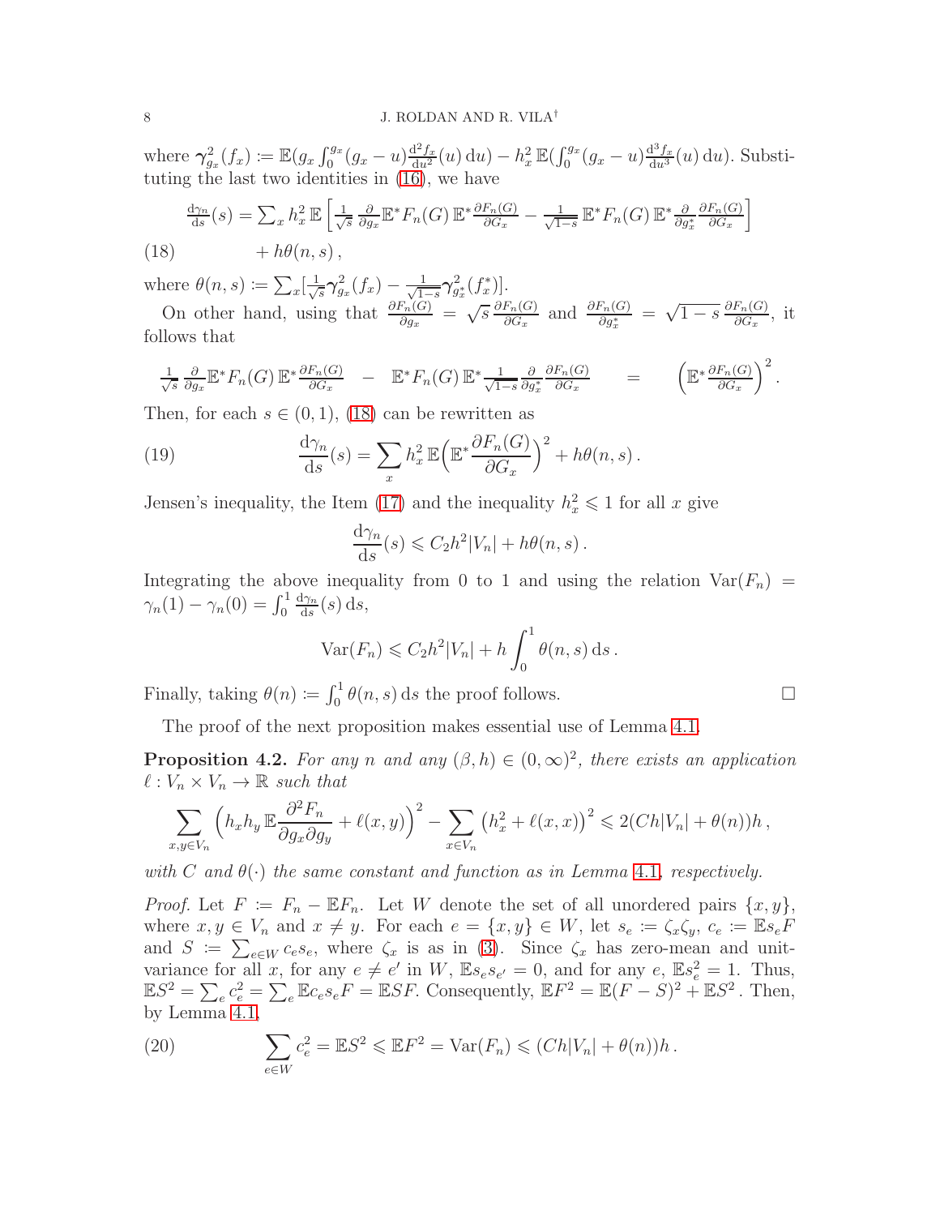where $\boldsymbol{\gamma}^2_{g_x}(f_x) \coloneqq \mathbb{E}(g_x \int_0^{g_x} (g_x - u) \frac{\mathrm{d}^2 f_x}{\mathrm{d}u^2}(u)\,\mathrm{d}u) - h_x^2\, \mathbb{E}(\int_0^{g_x}(g_x-u)\frac{\mathrm{d}^3 f_x}{\mathrm{d}u^3}(u)\,\mathrm{d}u)$. Substituting the last two identities in (16), we have

$$
\begin{aligned}
\tfrac{\mathrm{d}\gamma_n}{\mathrm{d}s}(s) = \textstyle\sum_x h_x^2\, \mathbb{E}\Big[\tfrac{1}{\sqrt{s}}\, \tfrac{\partial}{\partial g_x} \mathbb{E}^* F_n(G)\, \mathbb{E}^* \tfrac{\partial F_n(G)}{\partial G_x} - \tfrac{1}{\sqrt{1-s}}\, \mathbb{E}^* F_n(G)\, \mathbb{E}^* \tfrac{\partial}{\partial g_x^*} \tfrac{\partial F_n(G)}{\partial G_x}\Big] \\
+ h\theta(n,s)\,, \qquad (18)
\end{aligned}
$$

where $\theta(n,s) \coloneqq \sum_x [\frac{1}{\sqrt{s}} \boldsymbol{\gamma}^2_{g_x}(f_x) - \frac{1}{\sqrt{1-s}} \boldsymbol{\gamma}^2_{g_x^*}(f_x^*)]$.

On other hand, using that $\frac{\partial F_n(G)}{\partial g_x} = \sqrt{s}\, \frac{\partial F_n(G)}{\partial G_x}$ and $\frac{\partial F_n(G)}{\partial g_x^*} = \sqrt{1-s}\, \frac{\partial F_n(G)}{\partial G_x}$, it follows that

$$
\tfrac{1}{\sqrt{s}}\, \tfrac{\partial}{\partial g_x} \mathbb{E}^* F_n(G)\, \mathbb{E}^* \tfrac{\partial F_n(G)}{\partial G_x} \quad - \quad \mathbb{E}^* F_n(G)\, \mathbb{E}^* \tfrac{1}{\sqrt{1-s}} \tfrac{\partial}{\partial g_x^*} \tfrac{\partial F_n(G)}{\partial G_x} \qquad = \qquad \Big(\mathbb{E}^* \tfrac{\partial F_n(G)}{\partial G_x}\Big)^2 .
$$

Then, for each $s \in (0,1)$, (18) can be rewritten as

$$
\frac{\mathrm{d}\gamma_n}{\mathrm{d}s}(s) = \sum_x h_x^2\, \mathbb{E}\Big(\mathbb{E}^* \frac{\partial F_n(G)}{\partial G_x}\Big)^2 + h\theta(n,s)\,. \qquad (19)
$$

Jensen's inequality, the Item (17) and the inequality $h_x^2 \leqslant 1$ for all $x$ give

$$
\frac{\mathrm{d}\gamma_n}{\mathrm{d}s}(s) \leqslant C_2 h^2 |V_n| + h\theta(n,s)\,.
$$

Integrating the above inequality from 0 to 1 and using the relation $\mathrm{Var}(F_n) = \gamma_n(1) - \gamma_n(0) = \int_0^1 \frac{\mathrm{d}\gamma_n}{\mathrm{d}s}(s)\,\mathrm{d}s$,

$$
\mathrm{Var}(F_n) \leqslant C_2 h^2 |V_n| + h \int_0^1 \theta(n,s)\,\mathrm{d}s\,.
$$

Finally, taking $\theta(n) \coloneqq \int_0^1 \theta(n,s)\,\mathrm{d}s$ the proof follows. $\square$

The proof of the next proposition makes essential use of Lemma 4.1.

**Proposition 4.2.** *For any $n$ and any $(\beta, h) \in (0,\infty)^2$, there exists an application $\ell : V_n \times V_n \to \mathbb{R}$ such that*

$$
\sum_{x,y \in V_n} \Big(h_x h_y\, \mathbb{E} \frac{\partial^2 F_n}{\partial g_x \partial g_y} + \ell(x,y)\Big)^2 - \sum_{x \in V_n} \big(h_x^2 + \ell(x,x)\big)^2 \leqslant 2(Ch|V_n| + \theta(n))h\,,
$$

*with $C$ and $\theta(\cdot)$ the same constant and function as in Lemma 4.1, respectively.*

*Proof.* Let $F \coloneqq F_n - \mathbb{E}F_n$. Let $W$ denote the set of all unordered pairs $\{x,y\}$, where $x, y \in V_n$ and $x \neq y$. For each $e = \{x,y\} \in W$, let $s_e \coloneqq \zeta_x \zeta_y$, $c_e \coloneqq \mathbb{E} s_e F$ and $S \coloneqq \sum_{e \in W} c_e s_e$, where $\zeta_x$ is as in (3). Since $\zeta_x$ has zero-mean and unit-variance for all $x$, for any $e \neq e'$ in $W$, $\mathbb{E} s_e s_{e'} = 0$, and for any $e$, $\mathbb{E} s_e^2 = 1$. Thus, $\mathbb{E}S^2 = \sum_e c_e^2 = \sum_e \mathbb{E} c_e s_e F = \mathbb{E}SF$. Consequently, $\mathbb{E}F^2 = \mathbb{E}(F-S)^2 + \mathbb{E}S^2$. Then, by Lemma 4.1,

$$
\sum_{e \in W} c_e^2 = \mathbb{E}S^2 \leqslant \mathbb{E}F^2 = \mathrm{Var}(F_n) \leqslant (Ch|V_n| + \theta(n))h\,. \qquad (20)
$$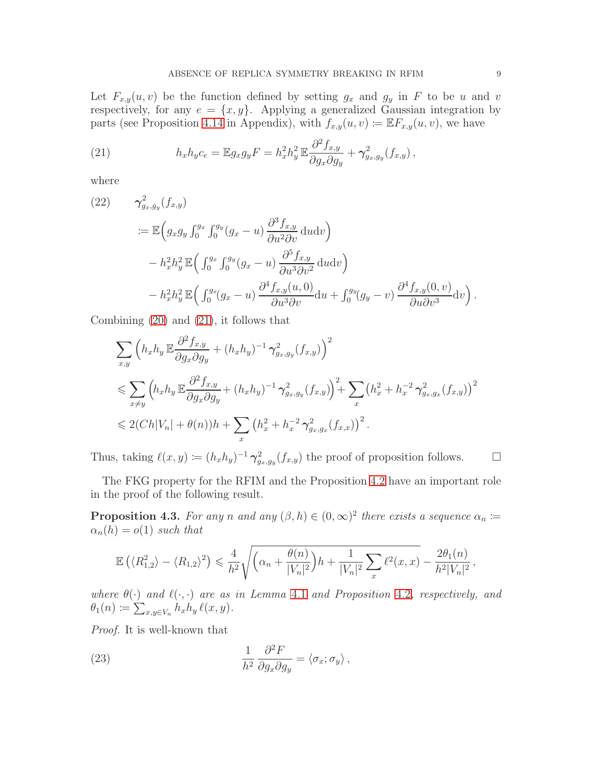Let $F_{x,y}(u,v)$ be the function defined by setting $g_x$ and $g_y$ in $F$ to be $u$ and $v$ respectively, for any $e=\{x,y\}$. Applying a generalized Gaussian integration by parts (see Proposition 4.14 in Appendix), with $f_{x,y}(u,v) \coloneqq \mathbb{E}F_{x,y}(u,v)$, we have

$$
h_x h_y c_e = \mathbb{E} g_x g_y F = h_x^2 h_y^2\, \mathbb{E}\frac{\partial^2 f_{x,y}}{\partial g_x \partial g_y} + \boldsymbol{\gamma}^2_{g_x,g_y}(f_{x,y})\,, \tag{21}
$$

where

$$
\begin{aligned}
(22)\qquad & \boldsymbol{\gamma}^2_{g_x,g_y}(f_{x,y}) \\
&\coloneqq \mathbb{E}\Big( g_x g_y \int_0^{g_x}\int_0^{g_y} (g_x-u)\,\frac{\partial^3 f_{x,y}}{\partial u^2 \partial v}\,\mathrm{d}u\mathrm{d}v\Big) \\
&\quad - h_x^2 h_y^2\, \mathbb{E}\Big( \int_0^{g_x}\int_0^{g_y} (g_x-u)\,\frac{\partial^5 f_{x,y}}{\partial u^3 \partial v^2}\,\mathrm{d}u\mathrm{d}v\Big) \\
&\quad - h_x^2 h_y^2\, \mathbb{E}\Big( \int_0^{g_x}(g_x-u)\,\frac{\partial^4 f_{x,y}(u,0)}{\partial u^3 \partial v}\mathrm{d}u + \int_0^{g_y}(g_y-v)\,\frac{\partial^4 f_{x,y}(0,v)}{\partial u \partial v^3}\mathrm{d}v\Big)\,.
\end{aligned}
$$

Combining (20) and (21), it follows that

$$
\begin{aligned}
&\sum_{x,y}\Big(h_x h_y\, \mathbb{E}\frac{\partial^2 f_{x,y}}{\partial g_x \partial g_y} + (h_x h_y)^{-1}\,\boldsymbol{\gamma}^2_{g_x,g_y}(f_{x,y})\Big)^2 \\
&\leqslant \sum_{x\neq y}\Big(h_x h_y\, \mathbb{E}\frac{\partial^2 f_{x,y}}{\partial g_x \partial g_y} + (h_x h_y)^{-1}\,\boldsymbol{\gamma}^2_{g_x,g_y}(f_{x,y})\Big)^2 + \sum_x \big(h_x^2 + h_x^{-2}\,\boldsymbol{\gamma}^2_{g_x,g_x}(f_{x,y})\big)^2 \\
&\leqslant 2(Ch|V_n| + \theta(n))h + \sum_x \big(h_x^2 + h_x^{-2}\,\boldsymbol{\gamma}^2_{g_x,g_x}(f_{x,x})\big)^2\,.
\end{aligned}
$$

Thus, taking $\ell(x,y) \coloneqq (h_x h_y)^{-1}\,\boldsymbol{\gamma}^2_{g_x,g_y}(f_{x,y})$ the proof of proposition follows. $\square$

The FKG property for the RFIM and the Proposition 4.2 have an important role in the proof of the following result.

**Proposition 4.3.** *For any $n$ and any $(\beta,h)\in(0,\infty)^2$ there exists a sequence $\alpha_n \coloneqq \alpha_n(h) = o(1)$ such that*

$$
\mathbb{E}\left(\langle R_{1,2}^2\rangle - \langle R_{1,2}\rangle^2\right) \leqslant \frac{4}{h^2}\sqrt{\Big(\alpha_n + \frac{\theta(n)}{|V_n|^2}\Big)h + \frac{1}{|V_n|^2}\sum_x \ell^2(x,x)} - \frac{2\theta_1(n)}{h^2|V_n|^2}\,,
$$

*where $\theta(\cdot)$ and $\ell(\cdot,\cdot)$ are as in Lemma 4.1 and Proposition 4.2, respectively, and $\theta_1(n) \coloneqq \sum_{x,y\in V_n} h_x h_y\, \ell(x,y)$.*

*Proof.* It is well-known that

$$
\frac{1}{h^2}\,\frac{\partial^2 F}{\partial g_x \partial g_y} = \langle \sigma_x;\sigma_y\rangle\,, \tag{23}
$$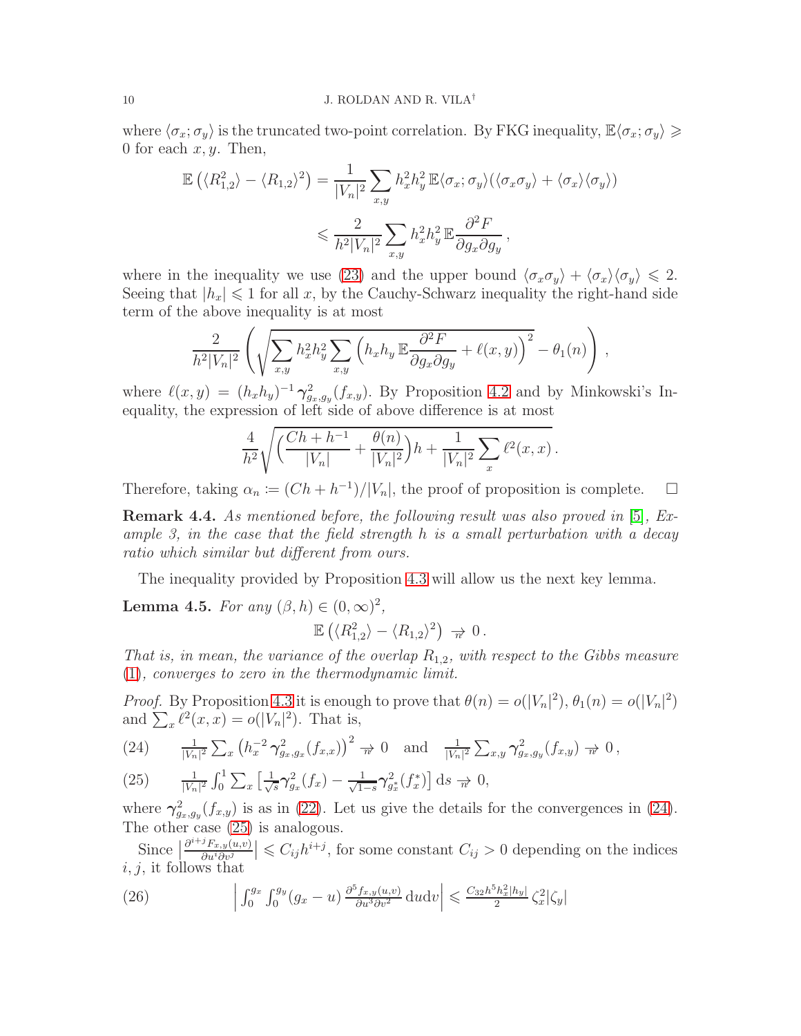where $\langle \sigma_x; \sigma_y \rangle$ is the truncated two-point correlation. By FKG inequality, $\mathbb{E}\langle \sigma_x; \sigma_y \rangle \geqslant 0$ for each $x, y$. Then,

$$
\begin{aligned}
\mathbb{E}\left(\langle R_{1,2}^2 \rangle - \langle R_{1,2} \rangle^2\right) &= \frac{1}{|V_n|^2} \sum_{x,y} h_x^2 h_y^2 \, \mathbb{E}\langle \sigma_x; \sigma_y \rangle (\langle \sigma_x \sigma_y \rangle + \langle \sigma_x \rangle \langle \sigma_y \rangle) \\
&\leqslant \frac{2}{h^2 |V_n|^2} \sum_{x,y} h_x^2 h_y^2 \, \mathbb{E} \frac{\partial^2 F}{\partial g_x \partial g_y}\,,
\end{aligned}
$$

where in the inequality we use (23) and the upper bound $\langle \sigma_x \sigma_y \rangle + \langle \sigma_x \rangle \langle \sigma_y \rangle \leqslant 2$. Seeing that $|h_x| \leqslant 1$ for all $x$, by the Cauchy-Schwarz inequality the right-hand side term of the above inequality is at most

$$
\frac{2}{h^2 |V_n|^2} \left( \sqrt{\sum_{x,y} h_x^2 h_y^2 \sum_{x,y} \left( h_x h_y \, \mathbb{E} \frac{\partial^2 F}{\partial g_x \partial g_y} + \ell(x,y) \right)^2} - \theta_1(n) \right),
$$

where $\ell(x,y) = (h_x h_y)^{-1} \boldsymbol{\gamma}^2_{g_x, g_y}(f_{x,y})$. By Proposition 4.2 and by Minkowski's Inequality, the expression of left side of above difference is at most

$$
\frac{4}{h^2} \sqrt{\left( \frac{Ch + h^{-1}}{|V_n|} + \frac{\theta(n)}{|V_n|^2} \right) h + \frac{1}{|V_n|^2} \sum_x \ell^2(x,x)}\,.
$$

Therefore, taking $\alpha_n := (Ch + h^{-1})/|V_n|$, the proof of proposition is complete. $\square$

**Remark 4.4.** *As mentioned before, the following result was also proved in [5], Example 3, in the case that the field strength $h$ is a small perturbation with a decay ratio which similar but different from ours.*

The inequality provided by Proposition 4.3 will allow us the next key lemma.

**Lemma 4.5.** *For any $(\beta, h) \in (0,\infty)^2$,*

$$
\mathbb{E}\left(\langle R_{1,2}^2 \rangle - \langle R_{1,2} \rangle^2\right) \underset{n}{\to} 0\,.
$$

*That is, in mean, the variance of the overlap $R_{1,2}$, with respect to the Gibbs measure (1), converges to zero in the thermodynamic limit.*

*Proof.* By Proposition 4.3 it is enough to prove that $\theta(n) = o(|V_n|^2)$, $\theta_1(n) = o(|V_n|^2)$ and $\sum_x \ell^2(x,x) = o(|V_n|^2)$. That is,

$$
\tag{24} \tfrac{1}{|V_n|^2} \textstyle\sum_x \left( h_x^{-2} \boldsymbol{\gamma}^2_{g_x, g_x}(f_{x,x}) \right)^2 \underset{n}{\to} 0 \quad \text{and} \quad \tfrac{1}{|V_n|^2} \sum_{x,y} \boldsymbol{\gamma}^2_{g_x, g_y}(f_{x,y}) \underset{n}{\to} 0\,,
$$

$$
\tag{25} \tfrac{1}{|V_n|^2} \textstyle\int_0^1 \sum_x \left[ \tfrac{1}{\sqrt{s}} \boldsymbol{\gamma}^2_{g_x}(f_x) - \tfrac{1}{\sqrt{1-s}} \boldsymbol{\gamma}^2_{g_x^*}(f_x^*) \right] \mathrm{d}s \underset{n}{\to} 0,
$$

where $\boldsymbol{\gamma}^2_{g_x, g_y}(f_{x,y})$ is as in (22). Let us give the details for the convergences in (24). The other case (25) is analogous.

Since $\left| \frac{\partial^{i+j} F_{x,y}(u,v)}{\partial u^i \partial v^j} \right| \leqslant C_{ij} h^{i+j}$, for some constant $C_{ij} > 0$ depending on the indices $i, j$, it follows that

$$
\tag{26} \left| \int_0^{g_x} \int_0^{g_y} (g_x - u) \, \frac{\partial^5 f_{x,y}(u,v)}{\partial u^3 \partial v^2} \, \mathrm{d}u \mathrm{d}v \right| \leqslant \frac{C_{32} h^5 h_x^2 |h_y|}{2} \, \zeta_x^2 |\zeta_y|
$$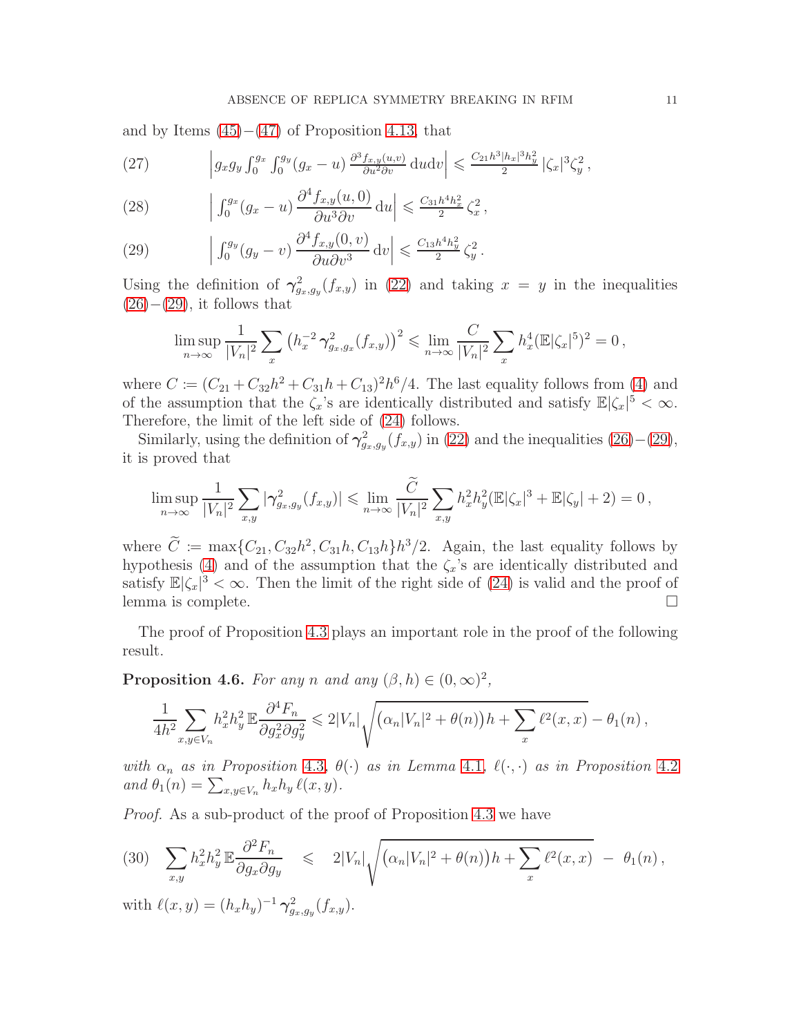and by Items (45)−(47) of Proposition 4.13, that

$$
(27) \qquad \left| g_x g_y \int_0^{g_x}\int_0^{g_y} (g_x-u)\, \tfrac{\partial^3 f_{x,y}(u,v)}{\partial u^2 \partial v}\, \mathrm{d}u\mathrm{d}v \right| \leqslant \tfrac{C_{21} h^3 |h_x|^3 h_y^2}{2}\, |\zeta_x|^3 \zeta_y^2 \,,
$$

$$
(28) \qquad \left| \int_0^{g_x} (g_x-u)\, \frac{\partial^4 f_{x,y}(u,0)}{\partial u^3 \partial v}\, \mathrm{d}u \right| \leqslant \tfrac{C_{31} h^4 h_x^2}{2}\, \zeta_x^2 \,,
$$

$$
(29) \qquad \left| \int_0^{g_y} (g_y-v)\, \frac{\partial^4 f_{x,y}(0,v)}{\partial u \partial v^3}\, \mathrm{d}v \right| \leqslant \tfrac{C_{13} h^4 h_y^2}{2}\, \zeta_y^2 \,.
$$

Using the definition of $\boldsymbol{\gamma}^2_{g_x,g_y}(f_{x,y})$ in (22) and taking $x=y$ in the inequalities (26)−(29), it follows that

$$
\limsup_{n\to\infty} \frac{1}{|V_n|^2} \sum_x \left(h_x^{-2}\, \boldsymbol{\gamma}^2_{g_x,g_x}(f_{x,y})\right)^2 \leqslant \lim_{n\to\infty} \frac{C}{|V_n|^2} \sum_x h_x^4 (\mathbb{E}|\zeta_x|^5)^2 = 0\,,
$$

where $C := (C_{21} + C_{32}h^2 + C_{31}h + C_{13})^2 h^6/4$. The last equality follows from (4) and of the assumption that the $\zeta_x$'s are identically distributed and satisfy $\mathbb{E}|\zeta_x|^5 < \infty$. Therefore, the limit of the left side of (24) follows.

Similarly, using the definition of $\boldsymbol{\gamma}^2_{g_x,g_y}(f_{x,y})$ in (22) and the inequalities (26)−(29), it is proved that

$$
\limsup_{n\to\infty} \frac{1}{|V_n|^2} \sum_{x,y} |\boldsymbol{\gamma}^2_{g_x,g_y}(f_{x,y})| \leqslant \lim_{n\to\infty} \frac{\widetilde{C}}{|V_n|^2} \sum_{x,y} h_x^2 h_y^2 (\mathbb{E}|\zeta_x|^3 + \mathbb{E}|\zeta_y| + 2) = 0\,,
$$

where $\widetilde{C} := \max\{C_{21}, C_{32}h^2, C_{31}h, C_{13}h\} h^3/2$. Again, the last equality follows by hypothesis (4) and of the assumption that the $\zeta_x$'s are identically distributed and satisfy $\mathbb{E}|\zeta_x|^3 < \infty$. Then the limit of the right side of (24) is valid and the proof of lemma is complete. □

The proof of Proposition 4.3 plays an important role in the proof of the following result.

**Proposition 4.6.** *For any $n$ and any $(\beta, h) \in (0,\infty)^2$,*

$$
\frac{1}{4h^2} \sum_{x,y\in V_n} h_x^2 h_y^2\, \mathbb{E} \frac{\partial^4 F_n}{\partial g_x^2 \partial g_y^2} \leqslant 2|V_n| \sqrt{\big(\alpha_n |V_n|^2 + \theta(n)\big) h + \sum_x \ell^2(x,x)} - \theta_1(n)\,,
$$

*with $\alpha_n$ as in Proposition 4.3, $\theta(\cdot)$ as in Lemma 4.1, $\ell(\cdot,\cdot)$ as in Proposition 4.2 and $\theta_1(n) = \sum_{x,y\in V_n} h_x h_y\, \ell(x,y)$.*

*Proof.* As a sub-product of the proof of Proposition 4.3 we have

$$
(30) \quad \sum_{x,y} h_x^2 h_y^2\, \mathbb{E} \frac{\partial^2 F_n}{\partial g_x \partial g_y} \quad \leqslant \quad 2|V_n| \sqrt{\big(\alpha_n |V_n|^2 + \theta(n)\big) h + \sum_x \ell^2(x,x)} \;-\; \theta_1(n)\,,
$$

with $\ell(x,y) = (h_x h_y)^{-1}\, \boldsymbol{\gamma}^2_{g_x,g_y}(f_{x,y})$.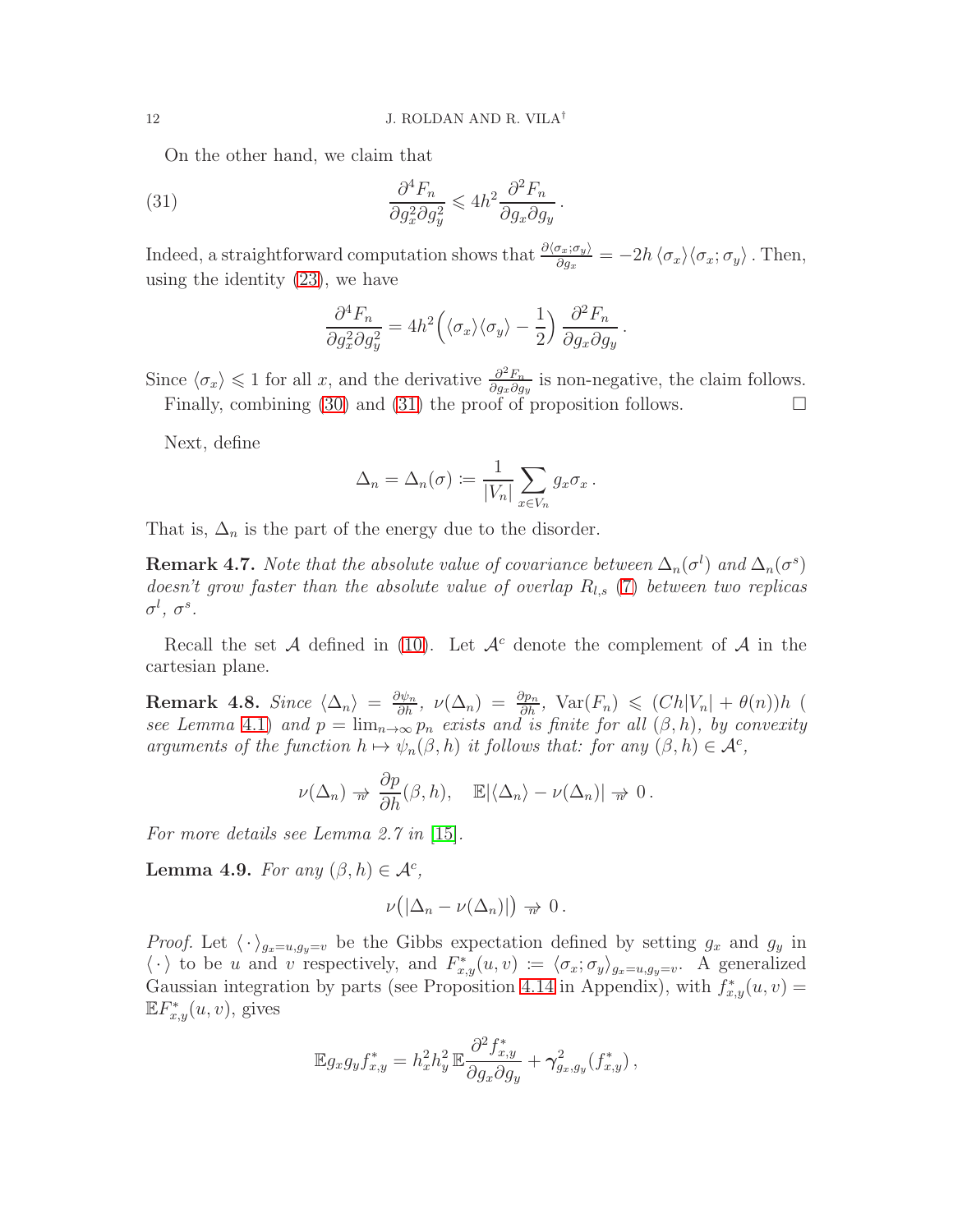On the other hand, we claim that

$$\frac{\partial^4 F_n}{\partial g_x^2 \partial g_y^2} \leqslant 4h^2 \frac{\partial^2 F_n}{\partial g_x \partial g_y}\,. \tag{31}$$

Indeed, a straightforward computation shows that $\frac{\partial \langle \sigma_x;\sigma_y\rangle}{\partial g_x} = -2h\,\langle \sigma_x\rangle\langle \sigma_x;\sigma_y\rangle$. Then, using the identity (23), we have

$$\frac{\partial^4 F_n}{\partial g_x^2 \partial g_y^2} = 4h^2\Big(\langle \sigma_x\rangle\langle\sigma_y\rangle - \frac{1}{2}\Big)\,\frac{\partial^2 F_n}{\partial g_x \partial g_y}\,.$$

Since $\langle\sigma_x\rangle \leqslant 1$ for all $x$, and the derivative $\frac{\partial^2 F_n}{\partial g_x \partial g_y}$ is non-negative, the claim follows.

Finally, combining (30) and (31) the proof of proposition follows. $\square$

Next, define

$$\Delta_n = \Delta_n(\sigma) \coloneqq \frac{1}{|V_n|}\sum_{x\in V_n} g_x\sigma_x\,.$$

That is, $\Delta_n$ is the part of the energy due to the disorder.

**Remark 4.7.** *Note that the absolute value of covariance between $\Delta_n(\sigma^l)$ and $\Delta_n(\sigma^s)$ doesn't grow faster than the absolute value of overlap $R_{l,s}$ (7) between two replicas $\sigma^l$, $\sigma^s$.*

Recall the set $\mathcal{A}$ defined in (10). Let $\mathcal{A}^c$ denote the complement of $\mathcal{A}$ in the cartesian plane.

**Remark 4.8.** *Since $\langle\Delta_n\rangle = \frac{\partial\psi_n}{\partial h}$, $\nu(\Delta_n) = \frac{\partial p_n}{\partial h}$, $\operatorname{Var}(F_n) \leqslant (Ch|V_n| + \theta(n))h$ ( see Lemma 4.1) and $p = \lim_{n\to\infty} p_n$ exists and is finite for all $(\beta,h)$, by convexity arguments of the function $h \mapsto \psi_n(\beta,h)$ it follows that: for any $(\beta,h)\in\mathcal{A}^c$,*

$$\nu(\Delta_n) \underset{n}{\to} \frac{\partial p}{\partial h}(\beta,h), \quad \mathbb{E}|\langle\Delta_n\rangle - \nu(\Delta_n)| \underset{n}{\to} 0\,.$$

*For more details see Lemma 2.7 in [15].*

**Lemma 4.9.** *For any $(\beta,h)\in\mathcal{A}^c$,*

$$\nu\big(|\Delta_n - \nu(\Delta_n)|\big) \underset{n}{\to} 0\,.$$

*Proof.* Let $\langle\,\cdot\,\rangle_{g_x=u,g_y=v}$ be the Gibbs expectation defined by setting $g_x$ and $g_y$ in $\langle\,\cdot\,\rangle$ to be $u$ and $v$ respectively, and $F^*_{x,y}(u,v) \coloneqq \langle\sigma_x;\sigma_y\rangle_{g_x=u,g_y=v}$. A generalized Gaussian integration by parts (see Proposition 4.14 in Appendix), with $f^*_{x,y}(u,v) = \mathbb{E}F^*_{x,y}(u,v)$, gives

$$\mathbb{E}g_x g_y f^*_{x,y} = h_x^2 h_y^2\,\mathbb{E}\frac{\partial^2 f^*_{x,y}}{\partial g_x\partial g_y} + \boldsymbol{\gamma}^2_{g_x,g_y}(f^*_{x,y})\,,$$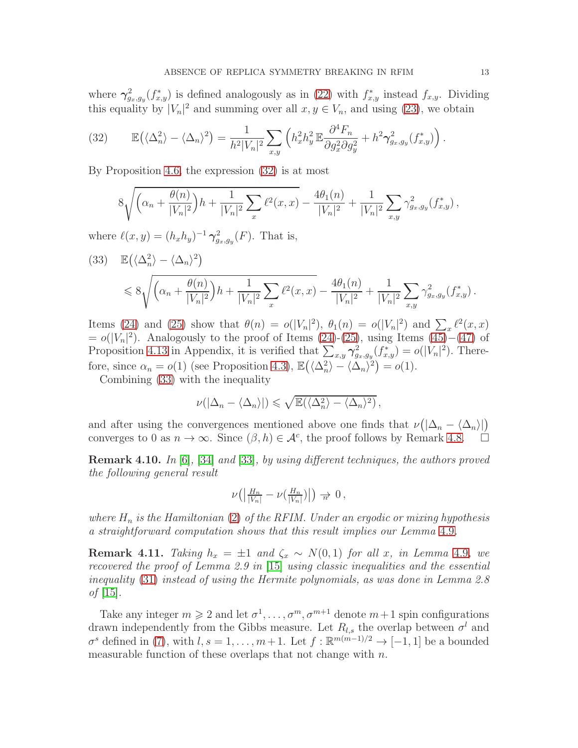where $\boldsymbol{\gamma}^2_{g_x,g_y}(f^*_{x,y})$ is defined analogously as in (22) with $f^*_{x,y}$ instead $f_{x,y}$. Dividing this equality by $|V_n|^2$ and summing over all $x, y \in V_n$, and using (23), we obtain

$$
\mathbb{E}\big(\langle \Delta_n^2\rangle - \langle \Delta_n\rangle^2\big) = \frac{1}{h^2|V_n|^2}\sum_{x,y}\Big(h_x^2h_y^2\,\mathbb{E}\frac{\partial^4 F_n}{\partial g_x^2\partial g_y^2} + h^2\boldsymbol{\gamma}^2_{g_x,g_y}(f^*_{x,y})\Big)\,. \tag{32}
$$

By Proposition 4.6, the expression (32) is at most

$$
8\sqrt{\Big(\alpha_n + \frac{\theta(n)}{|V_n|^2}\Big)h + \frac{1}{|V_n|^2}\sum_x \ell^2(x,x)} - \frac{4\theta_1(n)}{|V_n|^2} + \frac{1}{|V_n|^2}\sum_{x,y}\gamma^2_{g_x,g_y}(f^*_{x,y})\,,
$$

where $\ell(x,y) = (h_xh_y)^{-1}\,\boldsymbol{\gamma}^2_{g_x,g_y}(F)$. That is,

$$
\begin{aligned}
(33)\quad & \mathbb{E}\big(\langle \Delta_n^2\rangle - \langle \Delta_n\rangle^2\big)\\
&\leqslant 8\sqrt{\Big(\alpha_n + \frac{\theta(n)}{|V_n|^2}\Big)h + \frac{1}{|V_n|^2}\sum_x \ell^2(x,x)} - \frac{4\theta_1(n)}{|V_n|^2} + \frac{1}{|V_n|^2}\sum_{x,y}\gamma^2_{g_x,g_y}(f^*_{x,y})\,.
\end{aligned}
$$

Items (24) and (25) show that $\theta(n) = o(|V_n|^2)$, $\theta_1(n) = o(|V_n|^2)$ and $\sum_x \ell^2(x,x) = o(|V_n|^2)$. Analogously to the proof of Items (24)-(25), using Items (45)−(47) of Proposition 4.13 in Appendix, it is verified that $\sum_{x,y}\boldsymbol{\gamma}^2_{g_x,g_y}(f^*_{x,y}) = o(|V_n|^2)$. Therefore, since $\alpha_n = o(1)$ (see Proposition 4.3), $\mathbb{E}\big(\langle \Delta_n^2\rangle - \langle \Delta_n\rangle^2\big) = o(1)$.

Combining (33) with the inequality

$$
\nu(|\Delta_n - \langle \Delta_n\rangle|) \leqslant \sqrt{\mathbb{E}(\langle \Delta_n^2\rangle - \langle \Delta_n\rangle^2)}\,,
$$

and after using the convergences mentioned above one finds that $\nu\big(|\Delta_n - \langle \Delta_n\rangle|\big)$ converges to 0 as $n \to \infty$. Since $(\beta, h) \in \mathcal{A}^c$, the proof follows by Remark 4.8. $\square$

**Remark 4.10.** *In [6], [34] and [33], by using different techniques, the authors proved the following general result*

$$
\nu\big(\big|\tfrac{H_n}{|V_n|} - \nu(\tfrac{H_n}{|V_n|})\big|\big) \underset{n}{\to} 0\,,
$$

*where $H_n$ is the Hamiltonian (2) of the RFIM. Under an ergodic or mixing hypothesis a straightforward computation shows that this result implies our Lemma 4.9.*

**Remark 4.11.** *Taking $h_x = \pm 1$ and $\zeta_x \sim N(0,1)$ for all $x$, in Lemma 4.9, we recovered the proof of Lemma 2.9 in [15] using classic inequalities and the essential inequality (31) instead of using the Hermite polynomials, as was done in Lemma 2.8 of [15].*

Take any integer $m \geqslant 2$ and let $\sigma^1, \ldots, \sigma^m, \sigma^{m+1}$ denote $m+1$ spin configurations drawn independently from the Gibbs measure. Let $R_{l,s}$ the overlap between $\sigma^l$ and $\sigma^s$ defined in (7), with $l, s = 1, \ldots, m+1$. Let $f : \mathbb{R}^{m(m-1)/2} \to [-1, 1]$ be a bounded measurable function of these overlaps that not change with $n$.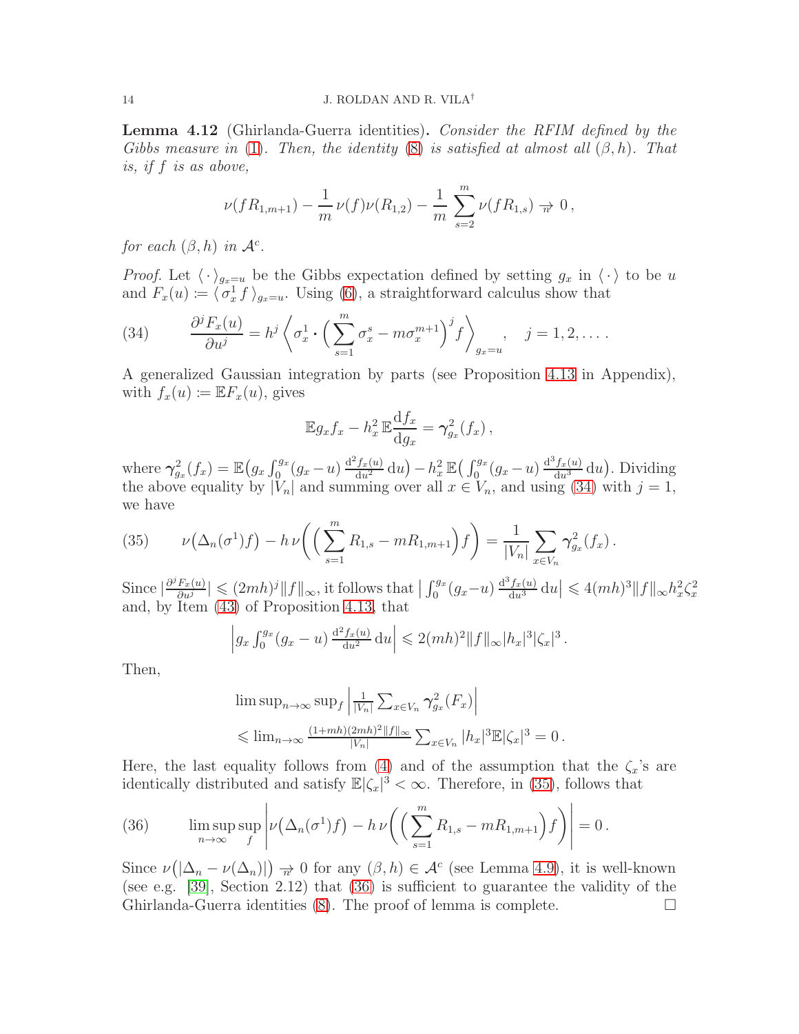**Lemma 4.12** (Ghirlanda-Guerra identities)**.** *Consider the RFIM defined by the Gibbs measure in* (1)*. Then, the identity* (8) *is satisfied at almost all* $(\beta, h)$*. That is, if* $f$ *is as above,*

$$\nu(fR_{1,m+1}) - \frac{1}{m}\,\nu(f)\nu(R_{1,2}) - \frac{1}{m}\sum_{s=2}^{m}\nu(fR_{1,s}) \underset{n}{\rightrightarrows} 0\,,$$

*for each* $(\beta, h)$ *in* $\mathcal{A}^c$*.*

*Proof.* Let $\langle\,\cdot\,\rangle_{g_x=u}$ be the Gibbs expectation defined by setting $g_x$ in $\langle\,\cdot\,\rangle$ to be $u$ and $F_x(u) := \langle\,\sigma_x^1\, f\,\rangle_{g_x=u}$. Using (6), a straightforward calculus show that

$$\frac{\partial^j F_x(u)}{\partial u^j} = h^j\left\langle \sigma_x^1\boldsymbol{\cdot}\Big(\sum_{s=1}^{m}\sigma_x^s - m\sigma_x^{m+1}\Big)^j f\right\rangle_{g_x=u}, \quad j = 1, 2, \ldots\,. \tag{34}$$

A generalized Gaussian integration by parts (see Proposition 4.13 in Appendix), with $f_x(u) := \mathbb{E}F_x(u)$, gives

$$\mathbb{E}g_x f_x - h_x^2\,\mathbb{E}\frac{\mathrm{d}f_x}{\mathrm{d}g_x} = \boldsymbol{\gamma}^2_{g_x}(f_x)\,,$$

where $\boldsymbol{\gamma}^2_{g_x}(f_x) = \mathbb{E}\big(g_x\int_0^{g_x}(g_x-u)\,\frac{\mathrm{d}^2 f_x(u)}{\mathrm{d}u^2}\,\mathrm{d}u\big) - h_x^2\,\mathbb{E}\big(\int_0^{g_x}(g_x-u)\,\frac{\mathrm{d}^3 f_x(u)}{\mathrm{d}u^3}\,\mathrm{d}u\big)$. Dividing the above equality by $|V_n|$ and summing over all $x\in V_n$, and using (34) with $j=1$, we have

$$\nu\big(\Delta_n(\sigma^1)f\big) - h\,\nu\bigg(\Big(\sum_{s=1}^{m}R_{1,s} - mR_{1,m+1}\Big)f\bigg) = \frac{1}{|V_n|}\sum_{x\in V_n}\boldsymbol{\gamma}^2_{g_x}(f_x)\,. \tag{35}$$

Since $|\frac{\partial^j F_x(u)}{\partial u^j}| \leqslant (2mh)^j\|f\|_\infty$, it follows that $\big|\int_0^{g_x}(g_x-u)\,\frac{\mathrm{d}^3 f_x(u)}{\mathrm{d}u^3}\,\mathrm{d}u\big| \leqslant 4(mh)^3\|f\|_\infty h_x^2\zeta_x^2$ and, by Item (43) of Proposition 4.13, that

$$\Big|g_x\int_0^{g_x}(g_x-u)\,\tfrac{\mathrm{d}^2 f_x(u)}{\mathrm{d}u^2}\,\mathrm{d}u\Big| \leqslant 2(mh)^2\|f\|_\infty|h_x|^3|\zeta_x|^3\,.$$

Then,

$$\begin{aligned}
&\limsup_{n\to\infty}\sup_f\Big|\tfrac{1}{|V_n|}\textstyle\sum_{x\in V_n}\boldsymbol{\gamma}^2_{g_x}(F_x)\Big| \\
&\leqslant \lim_{n\to\infty}\tfrac{(1+mh)(2mh)^2\|f\|_\infty}{|V_n|}\textstyle\sum_{x\in V_n}|h_x|^3\mathbb{E}|\zeta_x|^3 = 0\,.
\end{aligned}$$

Here, the last equality follows from (4) and of the assumption that the $\zeta_x$'s are identically distributed and satisfy $\mathbb{E}|\zeta_x|^3 < \infty$. Therefore, in (35), follows that

$$\limsup_{n\to\infty}\sup_f\left|\nu\big(\Delta_n(\sigma^1)f\big) - h\,\nu\bigg(\Big(\sum_{s=1}^{m}R_{1,s} - mR_{1,m+1}\Big)f\bigg)\right| = 0\,. \tag{36}$$

Since $\nu\big(|\Delta_n - \nu(\Delta_n)|\big) \underset{n}{\rightrightarrows} 0$ for any $(\beta, h)\in\mathcal{A}^c$ (see Lemma 4.9), it is well-known (see e.g. [39], Section 2.12) that (36) is sufficient to guarantee the validity of the Ghirlanda-Guerra identities (8). The proof of lemma is complete. $\square$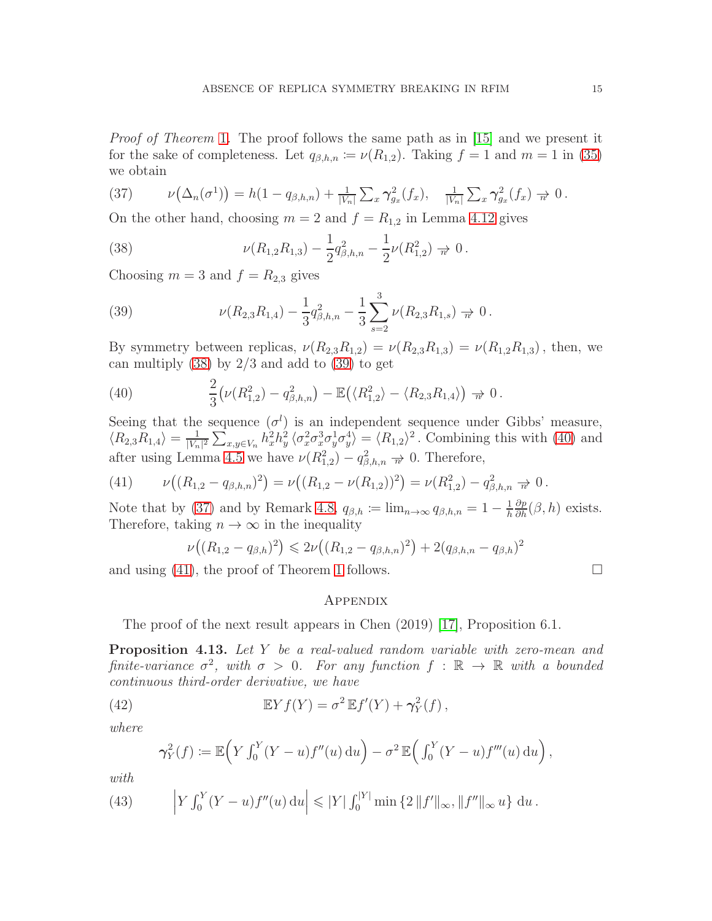*Proof of Theorem 1.* The proof follows the same path as in [15] and we present it for the sake of completeness. Let $q_{\beta,h,n} \coloneqq \nu(R_{1,2})$. Taking $f = 1$ and $m = 1$ in (35) we obtain

$$\nu\big(\Delta_n(\sigma^1)\big) = h(1 - q_{\beta,h,n}) + \tfrac{1}{|V_n|}\textstyle\sum_x \boldsymbol{\gamma}^2_{g_x}(f_x), \quad \tfrac{1}{|V_n|}\textstyle\sum_x \boldsymbol{\gamma}^2_{g_x}(f_x) \underset{n}{\to} 0\,. \tag{37}$$

On the other hand, choosing $m = 2$ and $f = R_{1,2}$ in Lemma 4.12 gives

$$\nu(R_{1,2}R_{1,3}) - \frac{1}{2}q^2_{\beta,h,n} - \frac{1}{2}\nu(R^2_{1,2}) \underset{n}{\to} 0\,. \tag{38}$$

Choosing $m = 3$ and $f = R_{2,3}$ gives

$$\nu(R_{2,3}R_{1,4}) - \frac{1}{3}q^2_{\beta,h,n} - \frac{1}{3}\sum_{s=2}^{3}\nu(R_{2,3}R_{1,s}) \underset{n}{\to} 0\,. \tag{39}$$

By symmetry between replicas, $\nu(R_{2,3}R_{1,2}) = \nu(R_{2,3}R_{1,3}) = \nu(R_{1,2}R_{1,3})$, then, we can multiply (38) by $2/3$ and add to (39) to get

$$\frac{2}{3}\big(\nu(R^2_{1,2}) - q^2_{\beta,h,n}\big) - \mathbb{E}\big(\langle R^2_{1,2}\rangle - \langle R_{2,3}R_{1,4}\rangle\big) \underset{n}{\to} 0\,. \tag{40}$$

Seeing that the sequence $(\sigma^l)$ is an independent sequence under Gibbs' measure, $\langle R_{2,3}R_{1,4}\rangle = \frac{1}{|V_n|^2}\sum_{x,y\in V_n} h^2_x h^2_y \langle \sigma^2_x\sigma^3_x\sigma^1_y\sigma^4_y\rangle = \langle R_{1,2}\rangle^2$. Combining this with (40) and after using Lemma 4.5 we have $\nu(R^2_{1,2}) - q^2_{\beta,h,n} \underset{n}{\to} 0$. Therefore,

$$\nu\big((R_{1,2} - q_{\beta,h,n})^2\big) = \nu\big((R_{1,2} - \nu(R_{1,2}))^2\big) = \nu(R^2_{1,2}) - q^2_{\beta,h,n} \underset{n}{\to} 0\,. \tag{41}$$

Note that by (37) and by Remark 4.8, $q_{\beta,h} \coloneqq \lim_{n\to\infty} q_{\beta,h,n} = 1 - \frac{1}{h}\frac{\partial p}{\partial h}(\beta,h)$ exists. Therefore, taking $n \to \infty$ in the inequality

$$\nu\big((R_{1,2} - q_{\beta,h})^2\big) \leqslant 2\nu\big((R_{1,2} - q_{\beta,h,n})^2\big) + 2(q_{\beta,h,n} - q_{\beta,h})^2$$

and using (41), the proof of Theorem 1 follows. □

## Appendix

The proof of the next result appears in Chen (2019) [17], Proposition 6.1.

**Proposition 4.13.** *Let $Y$ be a real-valued random variable with zero-mean and finite-variance $\sigma^2$, with $\sigma > 0$. For any function $f : \mathbb{R} \to \mathbb{R}$ with a bounded continuous third-order derivative, we have*

$$\mathbb{E}Y f(Y) = \sigma^2\,\mathbb{E}f'(Y) + \boldsymbol{\gamma}^2_Y(f)\,, \tag{42}$$

*where*

$$\boldsymbol{\gamma}^2_Y(f) \coloneqq \mathbb{E}\Big(Y\textstyle\int_0^Y (Y-u)f''(u)\,\mathrm{d}u\Big) - \sigma^2\,\mathbb{E}\Big(\textstyle\int_0^Y (Y-u)f'''(u)\,\mathrm{d}u\Big)\,,$$

*with*

$$\Big|Y\textstyle\int_0^Y (Y-u)f''(u)\,\mathrm{d}u\Big| \leqslant |Y|\textstyle\int_0^{|Y|}\min\{2\,\|f'\|_\infty, \|f''\|_\infty\, u\}\,\mathrm{d}u\,. \tag{43}$$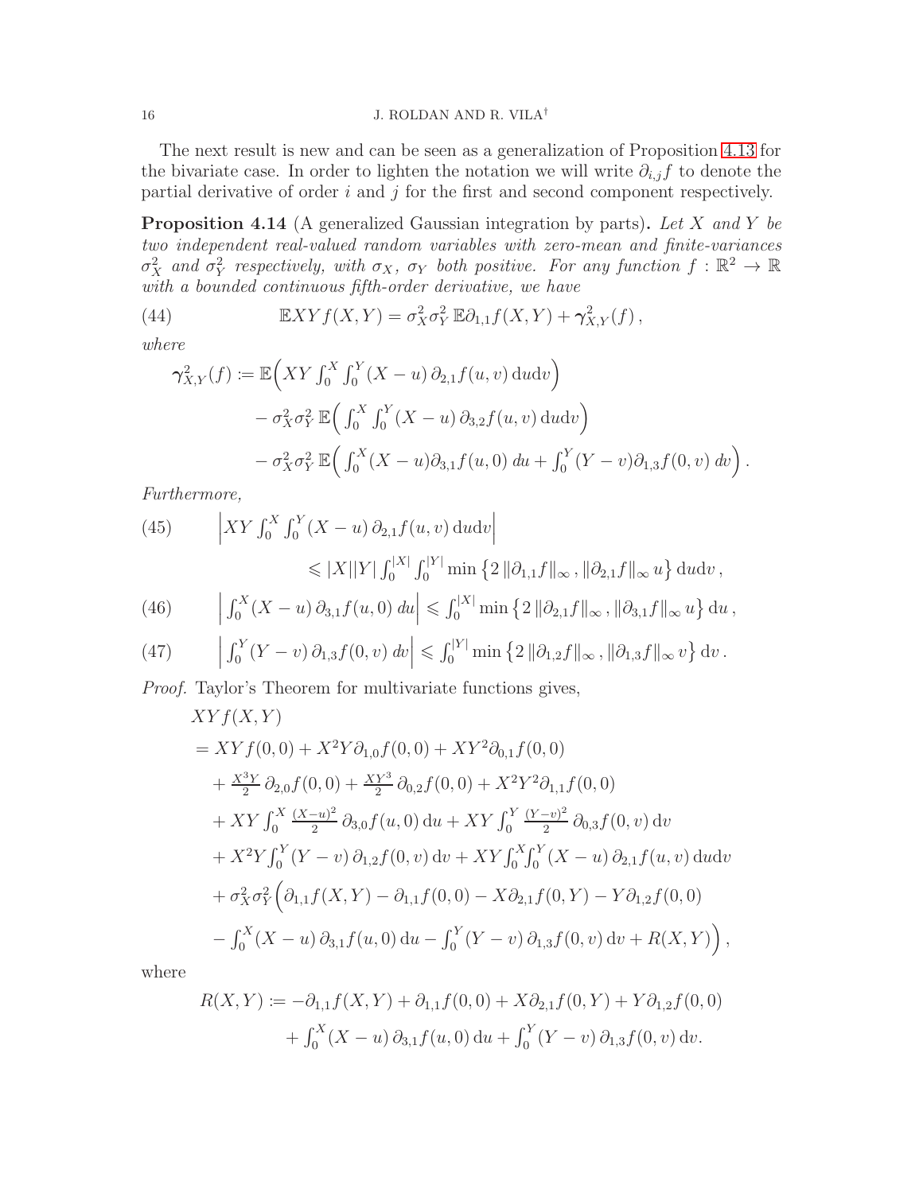The next result is new and can be seen as a generalization of Proposition 4.13 for the bivariate case. In order to lighten the notation we will write $\partial_{i,j} f$ to denote the partial derivative of order $i$ and $j$ for the first and second component respectively.

**Proposition 4.14** (A generalized Gaussian integration by parts)**.** *Let $X$ and $Y$ be two independent real-valued random variables with zero-mean and finite-variances $\sigma_X^2$ and $\sigma_Y^2$ respectively, with $\sigma_X$, $\sigma_Y$ both positive. For any function $f : \mathbb{R}^2 \to \mathbb{R}$ with a bounded continuous fifth-order derivative, we have*

$$
\mathbb{E} XY f(X,Y) = \sigma_X^2 \sigma_Y^2 \, \mathbb{E} \partial_{1,1} f(X,Y) + \boldsymbol{\gamma}^2_{X,Y}(f)\,, \tag{44}
$$

*where*

$$
\begin{aligned}
\boldsymbol{\gamma}^2_{X,Y}(f) \coloneqq\, & \mathbb{E}\Big( XY \textstyle\int_0^X \int_0^Y (X-u)\, \partial_{2,1} f(u,v)\, \mathrm{d}u \mathrm{d}v \Big) \\
& - \sigma_X^2 \sigma_Y^2 \, \mathbb{E}\Big( \textstyle\int_0^X \int_0^Y (X-u)\, \partial_{3,2} f(u,v)\, \mathrm{d}u \mathrm{d}v \Big) \\
& - \sigma_X^2 \sigma_Y^2 \, \mathbb{E}\Big( \textstyle\int_0^X (X-u) \partial_{3,1} f(u,0)\, du + \int_0^Y (Y-v) \partial_{1,3} f(0,v)\, dv \Big)\,.
\end{aligned}
$$

*Furthermore,*

$$
\begin{aligned}
\Big| XY \textstyle\int_0^X \int_0^Y (X-u)\, \partial_{2,1} f(u,v)\, \mathrm{d}u \mathrm{d}v \Big| & \\
\leqslant |X||Y| \textstyle\int_0^{|X|} \int_0^{|Y|} & \min\left\{ 2\left\| \partial_{1,1} f \right\|_\infty, \left\| \partial_{2,1} f \right\|_\infty u \right\} \mathrm{d}u \mathrm{d}v\,,
\end{aligned} \tag{45}
$$

$$
\Big| \textstyle\int_0^X (X-u)\, \partial_{3,1} f(u,0)\, du \Big| \leqslant \int_0^{|X|} \min\left\{ 2\left\| \partial_{2,1} f \right\|_\infty, \left\| \partial_{3,1} f \right\|_\infty u \right\} \mathrm{d}u\,, \tag{46}
$$

$$
\Big| \textstyle\int_0^Y (Y-v)\, \partial_{1,3} f(0,v)\, dv \Big| \leqslant \int_0^{|Y|} \min\left\{ 2\left\| \partial_{1,2} f \right\|_\infty, \left\| \partial_{1,3} f \right\|_\infty v \right\} \mathrm{d}v\,. \tag{47}
$$

*Proof.* Taylor's Theorem for multivariate functions gives,

$$
\begin{aligned}
& XY f(X,Y) \\
& = XY f(0,0) + X^2 Y \partial_{1,0} f(0,0) + XY^2 \partial_{0,1} f(0,0) \\
& \quad + \tfrac{X^3 Y}{2}\, \partial_{2,0} f(0,0) + \tfrac{XY^3}{2}\, \partial_{0,2} f(0,0) + X^2 Y^2 \partial_{1,1} f(0,0) \\
& \quad + XY \textstyle\int_0^X \frac{(X-u)^2}{2}\, \partial_{3,0} f(u,0)\, \mathrm{d}u + XY \int_0^Y \frac{(Y-v)^2}{2}\, \partial_{0,3} f(0,v)\, \mathrm{d}v \\
& \quad + X^2 Y \textstyle\int_0^Y (Y-v)\, \partial_{1,2} f(0,v)\, \mathrm{d}v + XY \int_0^X \int_0^Y (X-u)\, \partial_{2,1} f(u,v)\, \mathrm{d}u \mathrm{d}v \\
& \quad + \sigma_X^2 \sigma_Y^2 \Big( \partial_{1,1} f(X,Y) - \partial_{1,1} f(0,0) - X \partial_{2,1} f(0,Y) - Y \partial_{1,2} f(0,0) \\
& \quad - \textstyle\int_0^X (X-u)\, \partial_{3,1} f(u,0)\, \mathrm{d}u - \int_0^Y (Y-v)\, \partial_{1,3} f(0,v)\, \mathrm{d}v + R(X,Y) \Big)\,,
\end{aligned}
$$

where

$$
\begin{aligned}
R(X,Y) \coloneqq & -\partial_{1,1} f(X,Y) + \partial_{1,1} f(0,0) + X \partial_{2,1} f(0,Y) + Y \partial_{1,2} f(0,0) \\
& + \textstyle\int_0^X (X-u)\, \partial_{3,1} f(u,0)\, \mathrm{d}u + \int_0^Y (Y-v)\, \partial_{1,3} f(0,v)\, \mathrm{d}v.
\end{aligned}
$$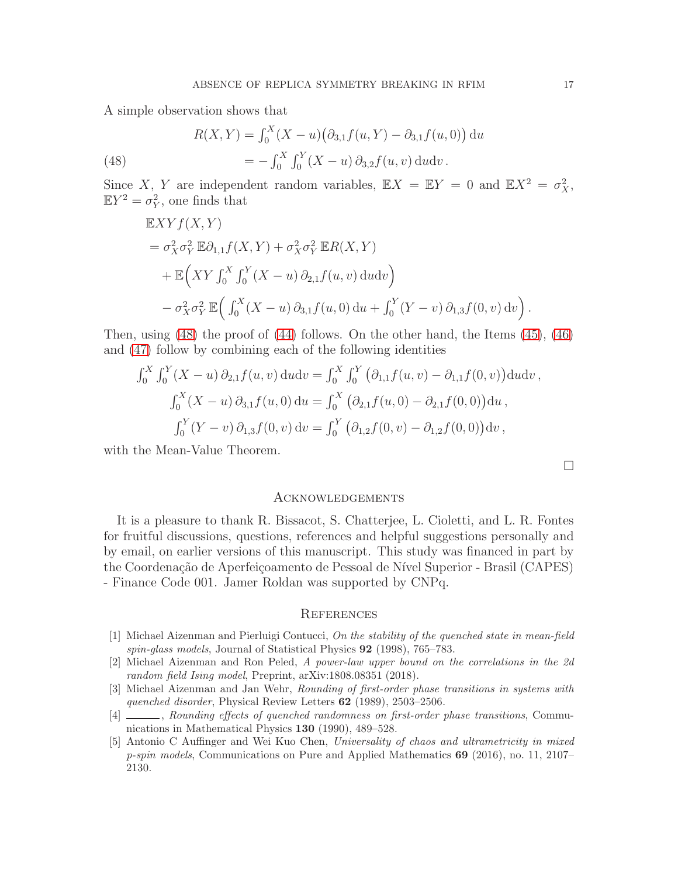A simple observation shows that

$$
\begin{aligned}
R(X,Y) &= \int_0^X (X-u)\big(\partial_{3,1} f(u,Y) - \partial_{3,1} f(u,0)\big)\,\mathrm{d}u \\
&= -\int_0^X \int_0^Y (X-u)\,\partial_{3,2} f(u,v)\,\mathrm{d}u\mathrm{d}v\,.
\end{aligned} \tag{48}
$$

Since $X$, $Y$ are independent random variables, $\mathbb{E}X = \mathbb{E}Y = 0$ and $\mathbb{E}X^2 = \sigma_X^2$, $\mathbb{E}Y^2 = \sigma_Y^2$, one finds that

$$
\begin{aligned}
&\mathbb{E}XY f(X,Y) \\
&= \sigma_X^2 \sigma_Y^2\,\mathbb{E}\partial_{1,1} f(X,Y) + \sigma_X^2 \sigma_Y^2\,\mathbb{E}R(X,Y) \\
&\quad + \mathbb{E}\Big( XY \int_0^X \int_0^Y (X-u)\,\partial_{2,1} f(u,v)\,\mathrm{d}u\mathrm{d}v \Big) \\
&\quad - \sigma_X^2 \sigma_Y^2\,\mathbb{E}\Big( \int_0^X (X-u)\,\partial_{3,1} f(u,0)\,\mathrm{d}u + \int_0^Y (Y-v)\,\partial_{1,3} f(0,v)\,\mathrm{d}v \Big)\,.
\end{aligned}
$$

Then, using (48) the proof of (44) follows. On the other hand, the Items (45), (46) and (47) follow by combining each of the following identities

$$
\begin{aligned}
\int_0^X \int_0^Y (X-u)\,\partial_{2,1} f(u,v)\,\mathrm{d}u\mathrm{d}v &= \int_0^X \int_0^Y \big(\partial_{1,1} f(u,v) - \partial_{1,1} f(0,v)\big)\mathrm{d}u\mathrm{d}v\,, \\
\int_0^X (X-u)\,\partial_{3,1} f(u,0)\,\mathrm{d}u &= \int_0^X \big(\partial_{2,1} f(u,0) - \partial_{2,1} f(0,0)\big)\mathrm{d}u\,, \\
\int_0^Y (Y-v)\,\partial_{1,3} f(0,v)\,\mathrm{d}v &= \int_0^Y \big(\partial_{1,2} f(0,v) - \partial_{1,2} f(0,0)\big)\mathrm{d}v\,,
\end{aligned}
$$

with the Mean-Value Theorem.

□

## Acknowledgements

It is a pleasure to thank R. Bissacot, S. Chatterjee, L. Cioletti, and L. R. Fontes for fruitful discussions, questions, references and helpful suggestions personally and by email, on earlier versions of this manuscript. This study was financed in part by the Coordenação de Aperfeiçoamento de Pessoal de Nível Superior - Brasil (CAPES) - Finance Code 001. Jamer Roldan was supported by CNPq.

## References

[1] Michael Aizenman and Pierluigi Contucci, *On the stability of the quenched state in mean-field spin-glass models*, Journal of Statistical Physics **92** (1998), 765–783.

[2] Michael Aizenman and Ron Peled, *A power-law upper bound on the correlations in the 2d random field Ising model*, Preprint, arXiv:1808.08351 (2018).

[3] Michael Aizenman and Jan Wehr, *Rounding of first-order phase transitions in systems with quenched disorder*, Physical Review Letters **62** (1989), 2503–2506.

[4] ______, *Rounding effects of quenched randomness on first-order phase transitions*, Communications in Mathematical Physics **130** (1990), 489–528.

[5] Antonio C Auffinger and Wei Kuo Chen, *Universality of chaos and ultrametricity in mixed p-spin models*, Communications on Pure and Applied Mathematics **69** (2016), no. 11, 2107–2130.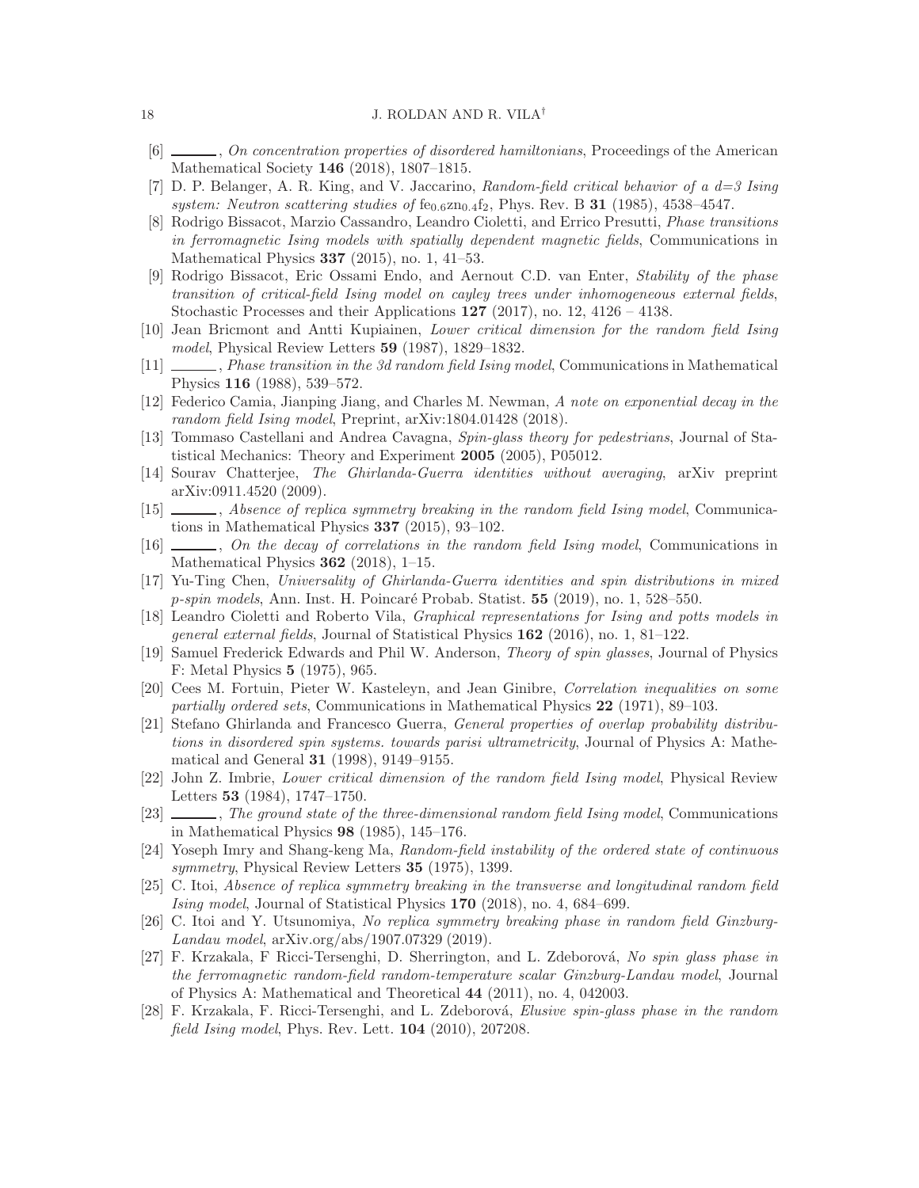[6] ______, *On concentration properties of disordered hamiltonians*, Proceedings of the American Mathematical Society **146** (2018), 1807–1815.

[7] D. P. Belanger, A. R. King, and V. Jaccarino, *Random-field critical behavior of a d=3 Ising system: Neutron scattering studies of* $fe_{0.6}zn_{0.4}f_2$, Phys. Rev. B **31** (1985), 4538–4547.

[8] Rodrigo Bissacot, Marzio Cassandro, Leandro Cioletti, and Errico Presutti, *Phase transitions in ferromagnetic Ising models with spatially dependent magnetic fields*, Communications in Mathematical Physics **337** (2015), no. 1, 41–53.

[9] Rodrigo Bissacot, Eric Ossami Endo, and Aernout C.D. van Enter, *Stability of the phase transition of critical-field Ising model on cayley trees under inhomogeneous external fields*, Stochastic Processes and their Applications **127** (2017), no. 12, 4126 – 4138.

[10] Jean Bricmont and Antti Kupiainen, *Lower critical dimension for the random field Ising model*, Physical Review Letters **59** (1987), 1829–1832.

[11] ______, *Phase transition in the 3d random field Ising model*, Communications in Mathematical Physics **116** (1988), 539–572.

[12] Federico Camia, Jianping Jiang, and Charles M. Newman, *A note on exponential decay in the random field Ising model*, Preprint, arXiv:1804.01428 (2018).

[13] Tommaso Castellani and Andrea Cavagna, *Spin-glass theory for pedestrians*, Journal of Statistical Mechanics: Theory and Experiment **2005** (2005), P05012.

[14] Sourav Chatterjee, *The Ghirlanda-Guerra identities without averaging*, arXiv preprint arXiv:0911.4520 (2009).

[15] ______, *Absence of replica symmetry breaking in the random field Ising model*, Communications in Mathematical Physics **337** (2015), 93–102.

[16] ______, *On the decay of correlations in the random field Ising model*, Communications in Mathematical Physics **362** (2018), 1–15.

[17] Yu-Ting Chen, *Universality of Ghirlanda-Guerra identities and spin distributions in mixed p-spin models*, Ann. Inst. H. Poincaré Probab. Statist. **55** (2019), no. 1, 528–550.

[18] Leandro Cioletti and Roberto Vila, *Graphical representations for Ising and potts models in general external fields*, Journal of Statistical Physics **162** (2016), no. 1, 81–122.

[19] Samuel Frederick Edwards and Phil W. Anderson, *Theory of spin glasses*, Journal of Physics F: Metal Physics **5** (1975), 965.

[20] Cees M. Fortuin, Pieter W. Kasteleyn, and Jean Ginibre, *Correlation inequalities on some partially ordered sets*, Communications in Mathematical Physics **22** (1971), 89–103.

[21] Stefano Ghirlanda and Francesco Guerra, *General properties of overlap probability distributions in disordered spin systems. towards parisi ultrametricity*, Journal of Physics A: Mathematical and General **31** (1998), 9149–9155.

[22] John Z. Imbrie, *Lower critical dimension of the random field Ising model*, Physical Review Letters **53** (1984), 1747–1750.

[23] ______, *The ground state of the three-dimensional random field Ising model*, Communications in Mathematical Physics **98** (1985), 145–176.

[24] Yoseph Imry and Shang-keng Ma, *Random-field instability of the ordered state of continuous symmetry*, Physical Review Letters **35** (1975), 1399.

[25] C. Itoi, *Absence of replica symmetry breaking in the transverse and longitudinal random field Ising model*, Journal of Statistical Physics **170** (2018), no. 4, 684–699.

[26] C. Itoi and Y. Utsunomiya, *No replica symmetry breaking phase in random field Ginzburg-Landau model*, arXiv.org/abs/1907.07329 (2019).

[27] F. Krzakala, F Ricci-Tersenghi, D. Sherrington, and L. Zdeborová, *No spin glass phase in the ferromagnetic random-field random-temperature scalar Ginzburg-Landau model*, Journal of Physics A: Mathematical and Theoretical **44** (2011), no. 4, 042003.

[28] F. Krzakala, F. Ricci-Tersenghi, and L. Zdeborová, *Elusive spin-glass phase in the random field Ising model*, Phys. Rev. Lett. **104** (2010), 207208.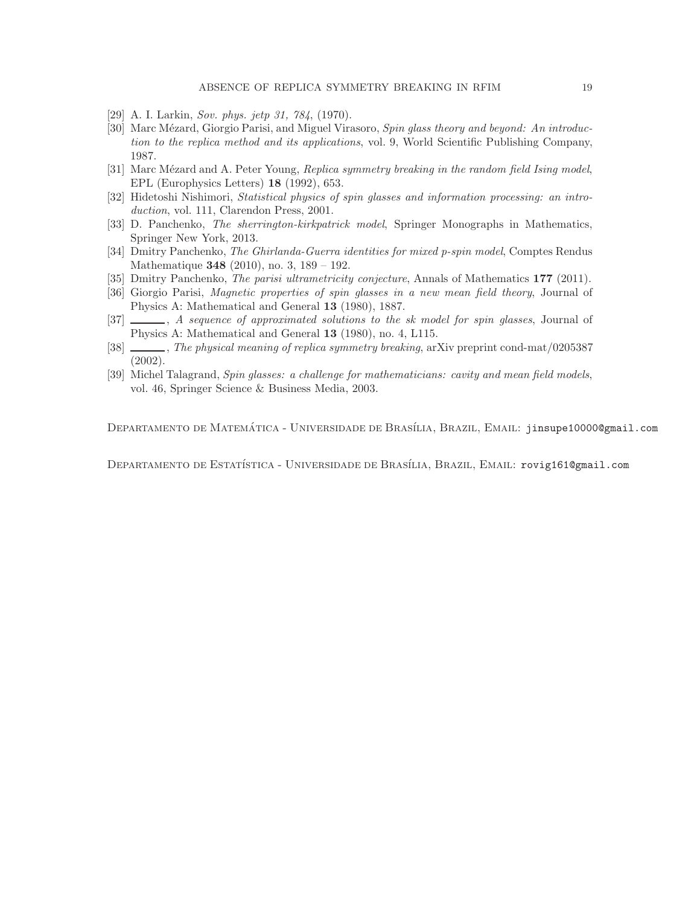[29] A. I. Larkin, *Sov. phys. jetp 31, 784*, (1970).

[30] Marc Mézard, Giorgio Parisi, and Miguel Virasoro, *Spin glass theory and beyond: An introduction to the replica method and its applications*, vol. 9, World Scientific Publishing Company, 1987.

[31] Marc Mézard and A. Peter Young, *Replica symmetry breaking in the random field Ising model*, EPL (Europhysics Letters) **18** (1992), 653.

[32] Hidetoshi Nishimori, *Statistical physics of spin glasses and information processing: an introduction*, vol. 111, Clarendon Press, 2001.

[33] D. Panchenko, *The sherrington-kirkpatrick model*, Springer Monographs in Mathematics, Springer New York, 2013.

[34] Dmitry Panchenko, *The Ghirlanda-Guerra identities for mixed p-spin model*, Comptes Rendus Mathematique **348** (2010), no. 3, 189 – 192.

[35] Dmitry Panchenko, *The parisi ultrametricity conjecture*, Annals of Mathematics **177** (2011).

[36] Giorgio Parisi, *Magnetic properties of spin glasses in a new mean field theory*, Journal of Physics A: Mathematical and General **13** (1980), 1887.

[37] ______, *A sequence of approximated solutions to the sk model for spin glasses*, Journal of Physics A: Mathematical and General **13** (1980), no. 4, L115.

[38] ______, *The physical meaning of replica symmetry breaking*, arXiv preprint cond-mat/0205387 (2002).

[39] Michel Talagrand, *Spin glasses: a challenge for mathematicians: cavity and mean field models*, vol. 46, Springer Science & Business Media, 2003.

Departamento de Matemática - Universidade de Brasília, Brazil, Email: `jinsupe10000@gmail.com`

Departamento de Estatística - Universidade de Brasília, Brazil, Email: `rovig161@gmail.com`